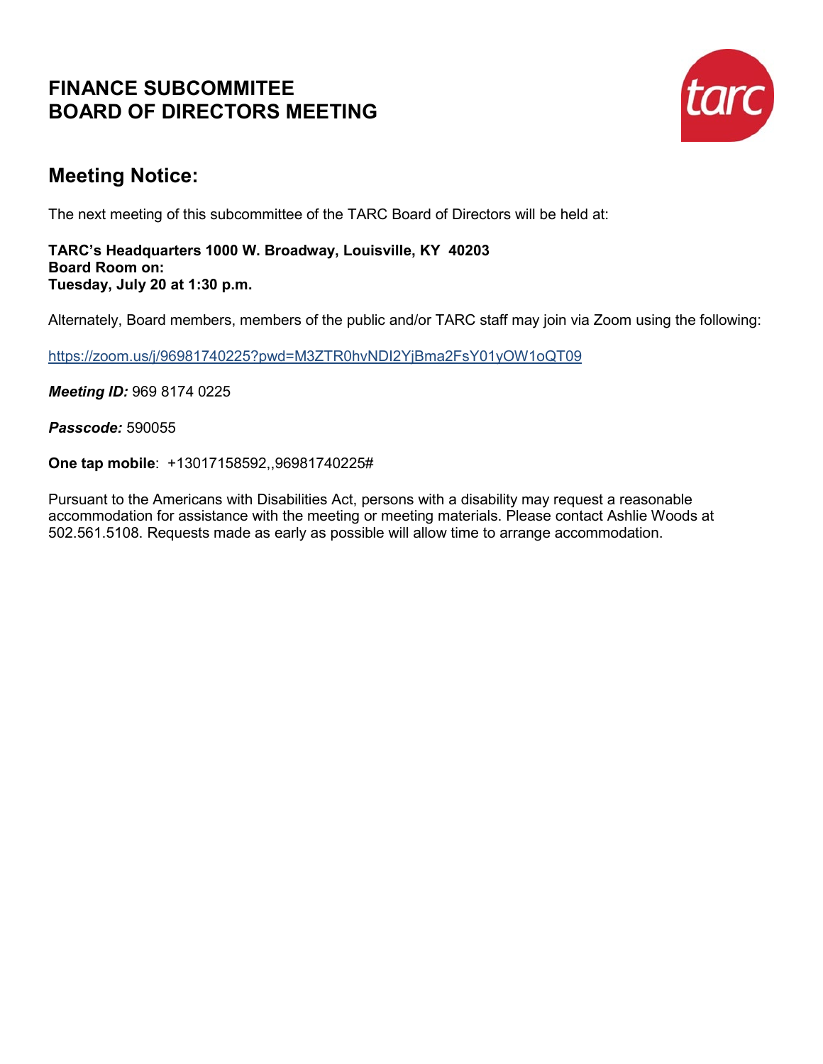# FINANCE SUBCOMMITEE
# BOARD OF DIRECTORS MEETING

## Meeting Notice:

The next meeting of this subcommittee of the TARC Board of Directors will be held at:

**TARC's Headquarters 1000 W. Broadway, Louisville, KY 40203**
**Board Room on:**
**Tuesday, July 20 at 1:30 p.m.**

Alternately, Board members, members of the public and/or TARC staff may join via Zoom using the following:

https://zoom.us/j/96981740225?pwd=M3ZTR0hvNDI2YjBma2FsY01yOW1oQT09

***Meeting ID:*** 969 8174 0225

***Passcode:*** 590055

**One tap mobile**: +13017158592,,96981740225#

Pursuant to the Americans with Disabilities Act, persons with a disability may request a reasonable accommodation for assistance with the meeting or meeting materials. Please contact Ashlie Woods at 502.561.5108. Requests made as early as possible will allow time to arrange accommodation.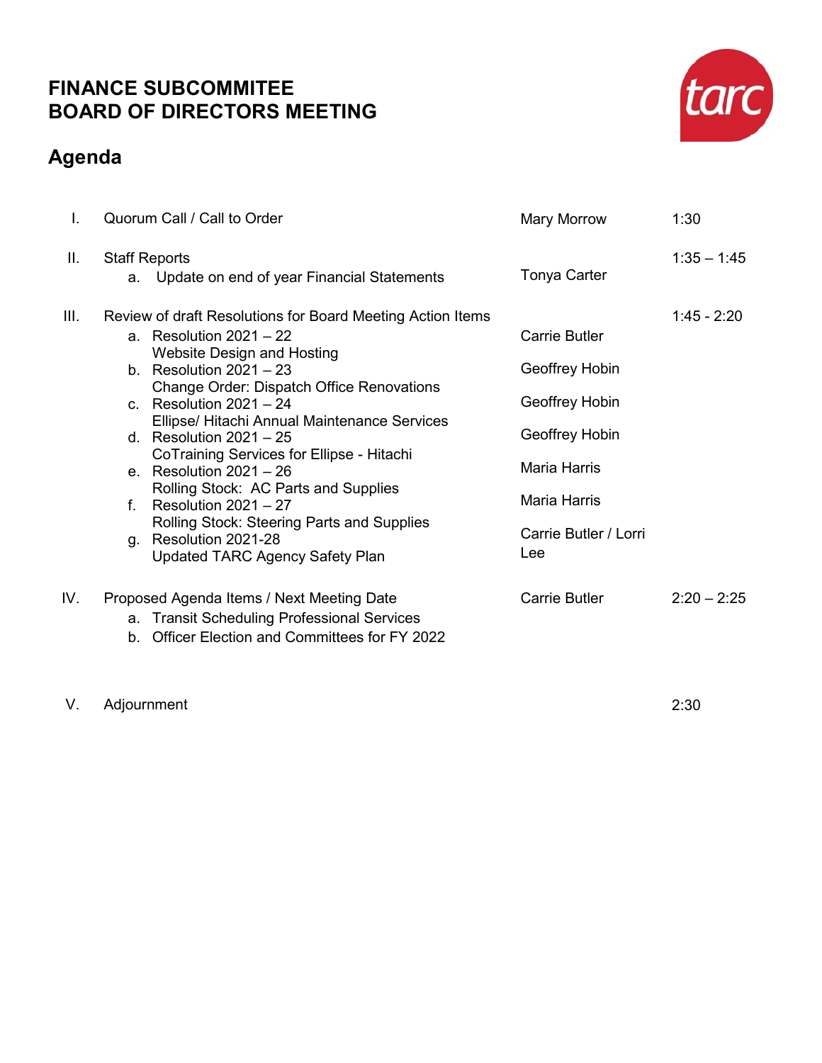# FINANCE SUBCOMMITEE
# BOARD OF DIRECTORS MEETING

## Agenda

| | | | |
|---|---|---|---|
| I. | Quorum Call / Call to Order | Mary Morrow | 1:30 |
| II. | Staff Reports | | 1:35 – 1:45 |
| | a. Update on end of year Financial Statements | Tonya Carter | |
| III. | Review of draft Resolutions for Board Meeting Action Items | | 1:45 - 2:20 |
| | a. Resolution 2021 – 22 Website Design and Hosting | Carrie Butler | |
| | b. Resolution 2021 – 23 Change Order: Dispatch Office Renovations | Geoffrey Hobin | |
| | c. Resolution 2021 – 24 Ellipse/ Hitachi Annual Maintenance Services | Geoffrey Hobin | |
| | d. Resolution 2021 – 25 CoTraining Services for Ellipse - Hitachi | Geoffrey Hobin | |
| | e. Resolution 2021 – 26 Rolling Stock: AC Parts and Supplies | Maria Harris | |
| | f. Resolution 2021 – 27 Rolling Stock: Steering Parts and Supplies | Maria Harris | |
| | g. Resolution 2021-28 Updated TARC Agency Safety Plan | Carrie Butler / Lorri Lee | |
| IV. | Proposed Agenda Items / Next Meeting Date | Carrie Butler | 2:20 – 2:25 |
| | a. Transit Scheduling Professional Services | | |
| | b. Officer Election and Committees for FY 2022 | | |
| V. | Adjournment | | 2:30 |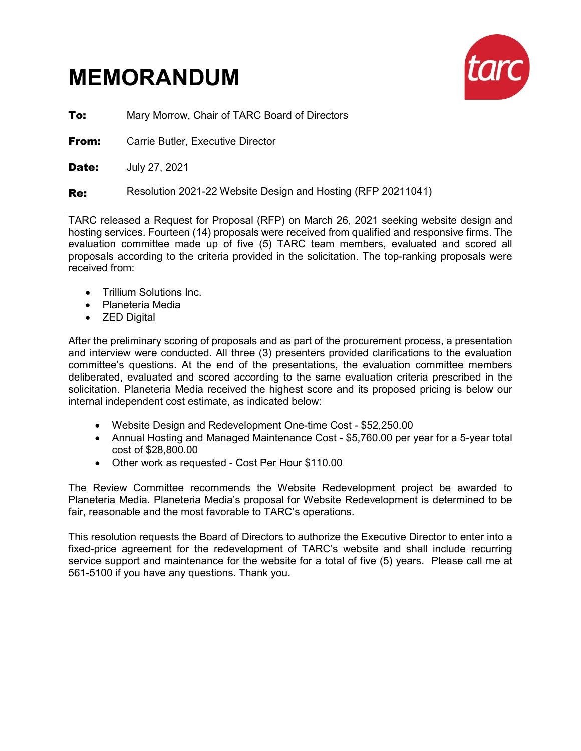# MEMORANDUM

**To:** Mary Morrow, Chair of TARC Board of Directors

**From:** Carrie Butler, Executive Director

**Date:** July 27, 2021

**Re:** Resolution 2021-22 Website Design and Hosting (RFP 20211041)

---

TARC released a Request for Proposal (RFP) on March 26, 2021 seeking website design and hosting services. Fourteen (14) proposals were received from qualified and responsive firms. The evaluation committee made up of five (5) TARC team members, evaluated and scored all proposals according to the criteria provided in the solicitation. The top-ranking proposals were received from:

- Trillium Solutions Inc.
- Planeteria Media
- ZED Digital

After the preliminary scoring of proposals and as part of the procurement process, a presentation and interview were conducted. All three (3) presenters provided clarifications to the evaluation committee's questions. At the end of the presentations, the evaluation committee members deliberated, evaluated and scored according to the same evaluation criteria prescribed in the solicitation. Planeteria Media received the highest score and its proposed pricing is below our internal independent cost estimate, as indicated below:

- Website Design and Redevelopment One-time Cost - $52,250.00
- Annual Hosting and Managed Maintenance Cost - $5,760.00 per year for a 5-year total cost of $28,800.00
- Other work as requested - Cost Per Hour $110.00

The Review Committee recommends the Website Redevelopment project be awarded to Planeteria Media. Planeteria Media's proposal for Website Redevelopment is determined to be fair, reasonable and the most favorable to TARC's operations.

This resolution requests the Board of Directors to authorize the Executive Director to enter into a fixed-price agreement for the redevelopment of TARC's website and shall include recurring service support and maintenance for the website for a total of five (5) years. Please call me at 561-5100 if you have any questions. Thank you.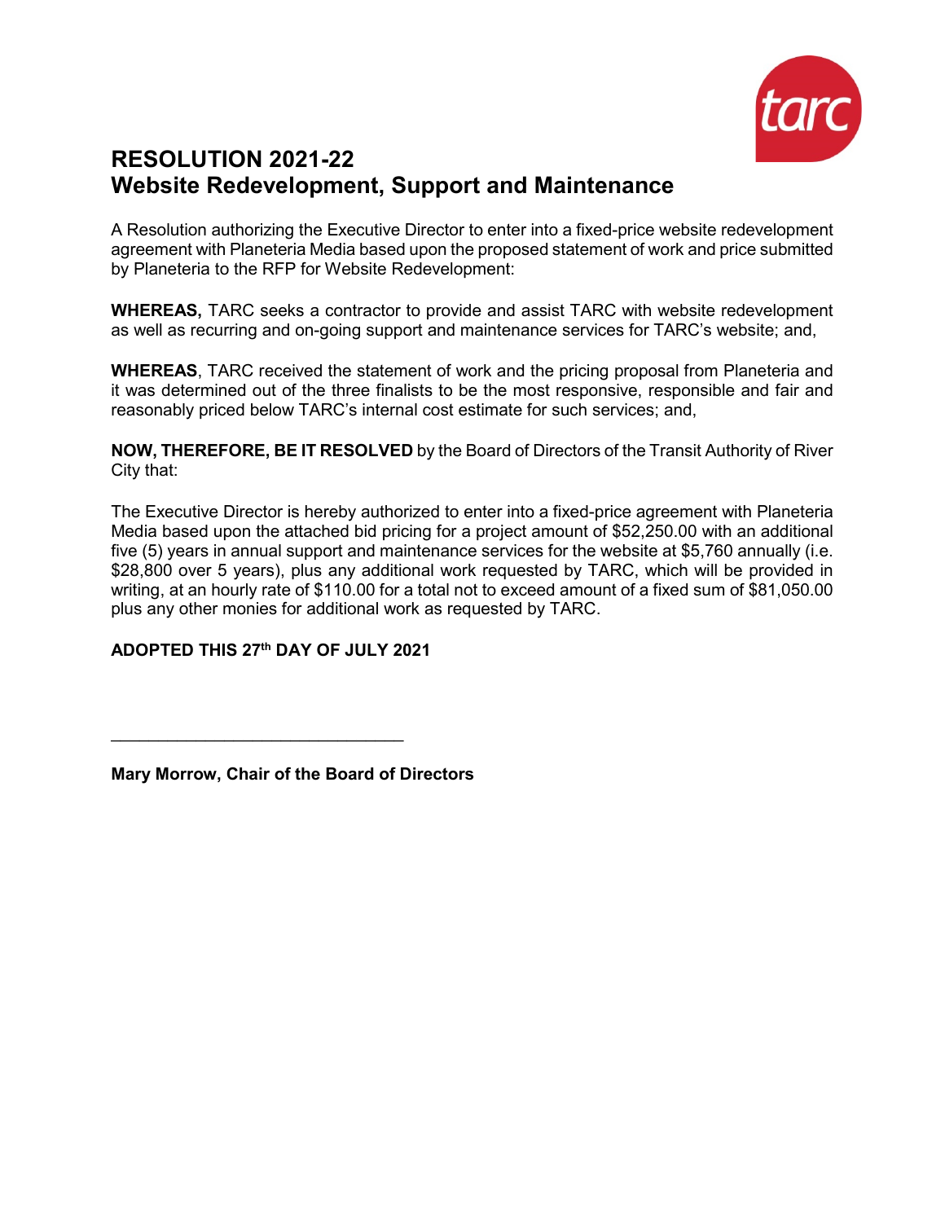# RESOLUTION 2021-22
## Website Redevelopment, Support and Maintenance

A Resolution authorizing the Executive Director to enter into a fixed-price website redevelopment agreement with Planeteria Media based upon the proposed statement of work and price submitted by Planeteria to the RFP for Website Redevelopment:

**WHEREAS,** TARC seeks a contractor to provide and assist TARC with website redevelopment as well as recurring and on-going support and maintenance services for TARC's website; and,

**WHEREAS**, TARC received the statement of work and the pricing proposal from Planeteria and it was determined out of the three finalists to be the most responsive, responsible and fair and reasonably priced below TARC's internal cost estimate for such services; and,

**NOW, THEREFORE, BE IT RESOLVED** by the Board of Directors of the Transit Authority of River City that:

The Executive Director is hereby authorized to enter into a fixed-price agreement with Planeteria Media based upon the attached bid pricing for a project amount of $52,250.00 with an additional five (5) years in annual support and maintenance services for the website at $5,760 annually (i.e. $28,800 over 5 years), plus any additional work requested by TARC, which will be provided in writing, at an hourly rate of $110.00 for a total not to exceed amount of a fixed sum of $81,050.00 plus any other monies for additional work as requested by TARC.

**ADOPTED THIS 27th DAY OF JULY 2021**

\_\_\_\_\_\_\_\_\_\_\_\_\_\_\_\_\_\_\_\_\_\_\_\_\_\_\_\_\_\_\_\_

**Mary Morrow, Chair of the Board of Directors**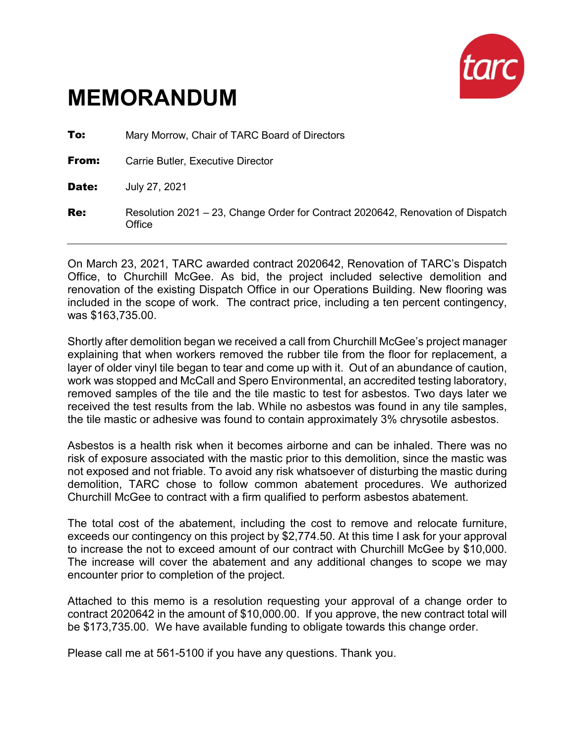# MEMORANDUM

**To:** Mary Morrow, Chair of TARC Board of Directors

**From:** Carrie Butler, Executive Director

**Date:** July 27, 2021

**Re:** Resolution 2021 – 23, Change Order for Contract 2020642, Renovation of Dispatch Office

---

On March 23, 2021, TARC awarded contract 2020642, Renovation of TARC's Dispatch Office, to Churchill McGee. As bid, the project included selective demolition and renovation of the existing Dispatch Office in our Operations Building. New flooring was included in the scope of work. The contract price, including a ten percent contingency, was $163,735.00.

Shortly after demolition began we received a call from Churchill McGee's project manager explaining that when workers removed the rubber tile from the floor for replacement, a layer of older vinyl tile began to tear and come up with it. Out of an abundance of caution, work was stopped and McCall and Spero Environmental, an accredited testing laboratory, removed samples of the tile and the tile mastic to test for asbestos. Two days later we received the test results from the lab. While no asbestos was found in any tile samples, the tile mastic or adhesive was found to contain approximately 3% chrysotile asbestos.

Asbestos is a health risk when it becomes airborne and can be inhaled. There was no risk of exposure associated with the mastic prior to this demolition, since the mastic was not exposed and not friable. To avoid any risk whatsoever of disturbing the mastic during demolition, TARC chose to follow common abatement procedures. We authorized Churchill McGee to contract with a firm qualified to perform asbestos abatement.

The total cost of the abatement, including the cost to remove and relocate furniture, exceeds our contingency on this project by $2,774.50. At this time I ask for your approval to increase the not to exceed amount of our contract with Churchill McGee by $10,000. The increase will cover the abatement and any additional changes to scope we may encounter prior to completion of the project.

Attached to this memo is a resolution requesting your approval of a change order to contract 2020642 in the amount of $10,000.00. If you approve, the new contract total will be $173,735.00. We have available funding to obligate towards this change order.

Please call me at 561-5100 if you have any questions. Thank you.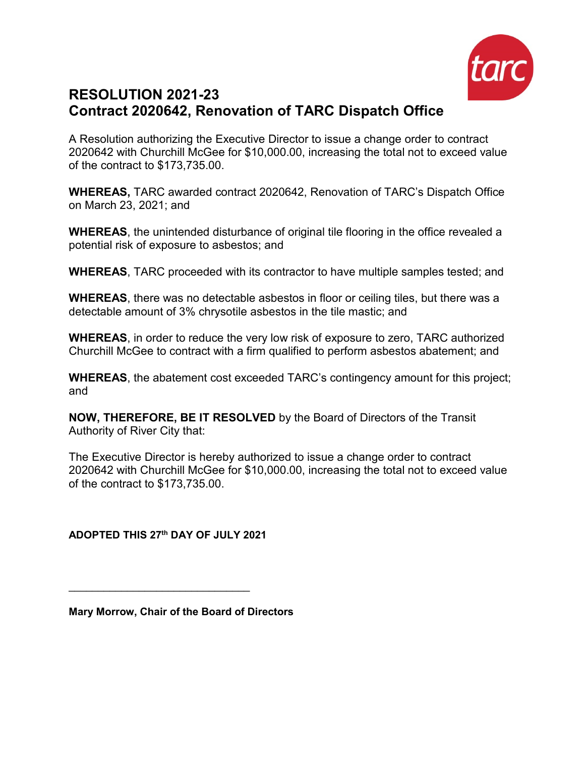# RESOLUTION 2021-23
# Contract 2020642, Renovation of TARC Dispatch Office

A Resolution authorizing the Executive Director to issue a change order to contract 2020642 with Churchill McGee for $10,000.00, increasing the total not to exceed value of the contract to $173,735.00.

**WHEREAS,** TARC awarded contract 2020642, Renovation of TARC's Dispatch Office on March 23, 2021; and

**WHEREAS**, the unintended disturbance of original tile flooring in the office revealed a potential risk of exposure to asbestos; and

**WHEREAS**, TARC proceeded with its contractor to have multiple samples tested; and

**WHEREAS**, there was no detectable asbestos in floor or ceiling tiles, but there was a detectable amount of 3% chrysotile asbestos in the tile mastic; and

**WHEREAS**, in order to reduce the very low risk of exposure to zero, TARC authorized Churchill McGee to contract with a firm qualified to perform asbestos abatement; and

**WHEREAS**, the abatement cost exceeded TARC's contingency amount for this project; and

**NOW, THEREFORE, BE IT RESOLVED** by the Board of Directors of the Transit Authority of River City that:

The Executive Director is hereby authorized to issue a change order to contract 2020642 with Churchill McGee for $10,000.00, increasing the total not to exceed value of the contract to $173,735.00.

**ADOPTED THIS 27th DAY OF JULY 2021**

\_\_\_\_\_\_\_\_\_\_\_\_\_\_\_\_\_\_\_\_\_\_\_\_\_\_\_\_\_\_

**Mary Morrow, Chair of the Board of Directors**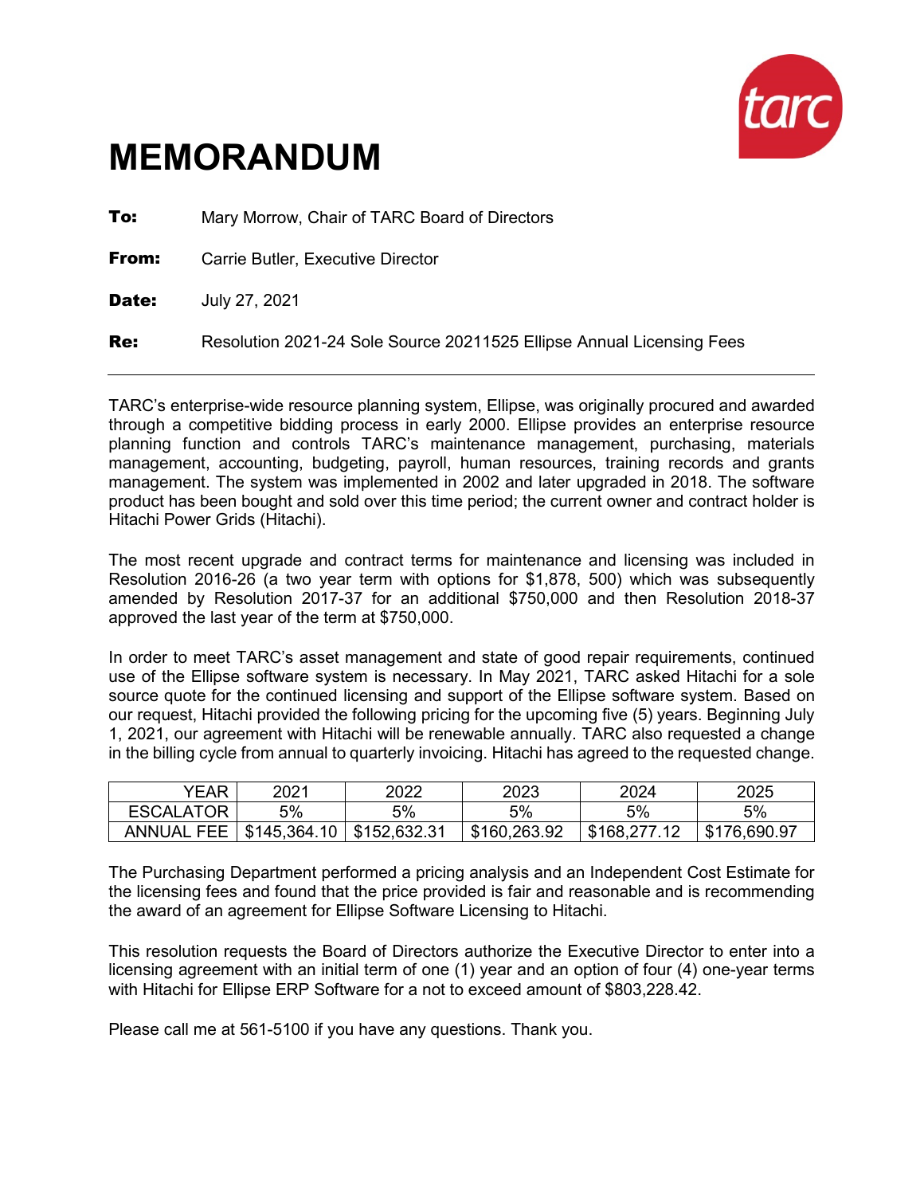# MEMORANDUM

**To:** Mary Morrow, Chair of TARC Board of Directors

**From:** Carrie Butler, Executive Director

**Date:** July 27, 2021

**Re:** Resolution 2021-24 Sole Source 20211525 Ellipse Annual Licensing Fees

---

TARC's enterprise-wide resource planning system, Ellipse, was originally procured and awarded through a competitive bidding process in early 2000. Ellipse provides an enterprise resource planning function and controls TARC's maintenance management, purchasing, materials management, accounting, budgeting, payroll, human resources, training records and grants management. The system was implemented in 2002 and later upgraded in 2018. The software product has been bought and sold over this time period; the current owner and contract holder is Hitachi Power Grids (Hitachi).

The most recent upgrade and contract terms for maintenance and licensing was included in Resolution 2016-26 (a two year term with options for $1,878, 500) which was subsequently amended by Resolution 2017-37 for an additional $750,000 and then Resolution 2018-37 approved the last year of the term at $750,000.

In order to meet TARC's asset management and state of good repair requirements, continued use of the Ellipse software system is necessary. In May 2021, TARC asked Hitachi for a sole source quote for the continued licensing and support of the Ellipse software system. Based on our request, Hitachi provided the following pricing for the upcoming five (5) years. Beginning July 1, 2021, our agreement with Hitachi will be renewable annually. TARC also requested a change in the billing cycle from annual to quarterly invoicing. Hitachi has agreed to the requested change.

| YEAR | 2021 | 2022 | 2023 | 2024 | 2025 |
|---|---|---|---|---|---|
| ESCALATOR | 5% | 5% | 5% | 5% | 5% |
| ANNUAL FEE | $145,364.10 | $152,632.31 | $160,263.92 | $168,277.12 | $176,690.97 |

The Purchasing Department performed a pricing analysis and an Independent Cost Estimate for the licensing fees and found that the price provided is fair and reasonable and is recommending the award of an agreement for Ellipse Software Licensing to Hitachi.

This resolution requests the Board of Directors authorize the Executive Director to enter into a licensing agreement with an initial term of one (1) year and an option of four (4) one-year terms with Hitachi for Ellipse ERP Software for a not to exceed amount of $803,228.42.

Please call me at 561-5100 if you have any questions. Thank you.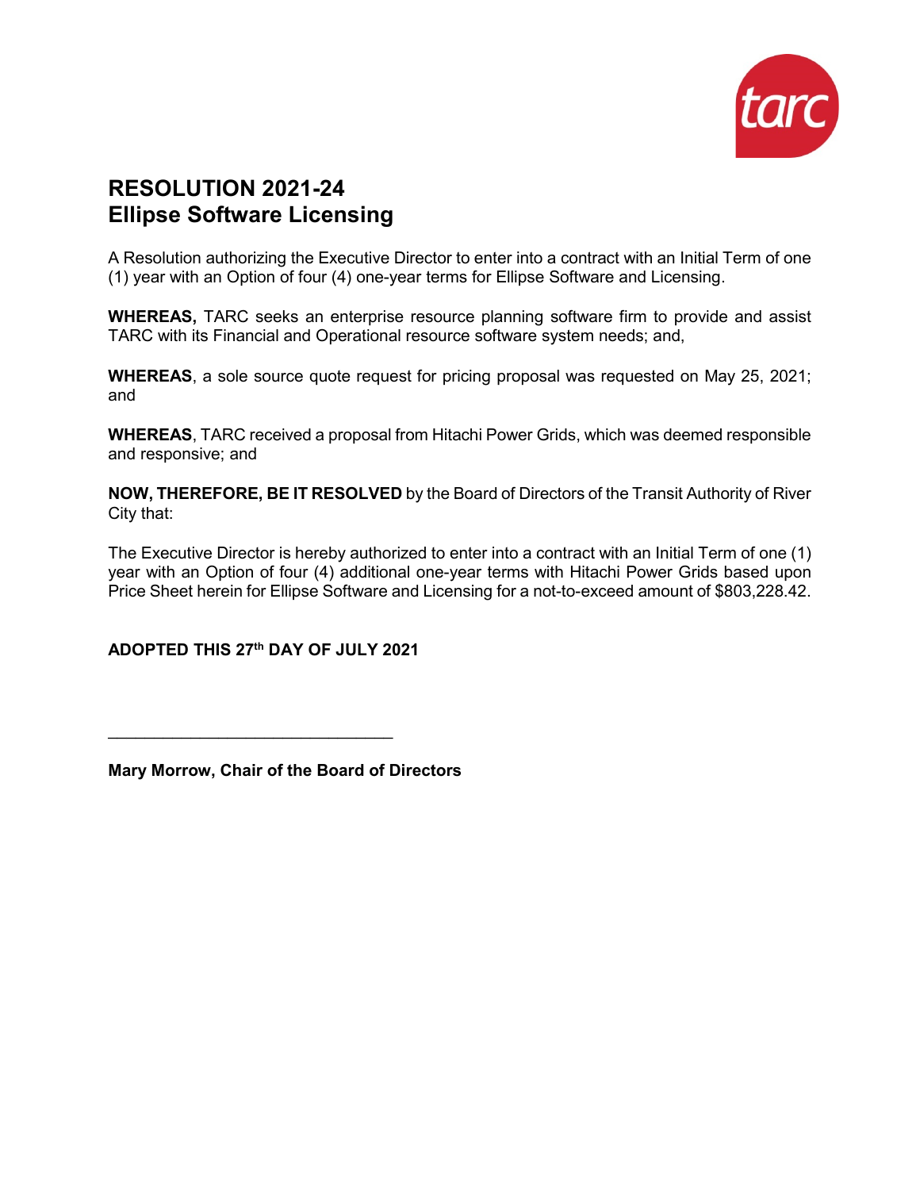# RESOLUTION 2021-24
# Ellipse Software Licensing

A Resolution authorizing the Executive Director to enter into a contract with an Initial Term of one (1) year with an Option of four (4) one-year terms for Ellipse Software and Licensing.

**WHEREAS,** TARC seeks an enterprise resource planning software firm to provide and assist TARC with its Financial and Operational resource software system needs; and,

**WHEREAS**, a sole source quote request for pricing proposal was requested on May 25, 2021; and

**WHEREAS**, TARC received a proposal from Hitachi Power Grids, which was deemed responsible and responsive; and

**NOW, THEREFORE, BE IT RESOLVED** by the Board of Directors of the Transit Authority of River City that:

The Executive Director is hereby authorized to enter into a contract with an Initial Term of one (1) year with an Option of four (4) additional one-year terms with Hitachi Power Grids based upon Price Sheet herein for Ellipse Software and Licensing for a not-to-exceed amount of $803,228.42.

**ADOPTED THIS 27th DAY OF JULY 2021**

\_\_\_\_\_\_\_\_\_\_\_\_\_\_\_\_\_\_\_\_\_\_\_\_\_\_\_\_\_\_\_\_

**Mary Morrow, Chair of the Board of Directors**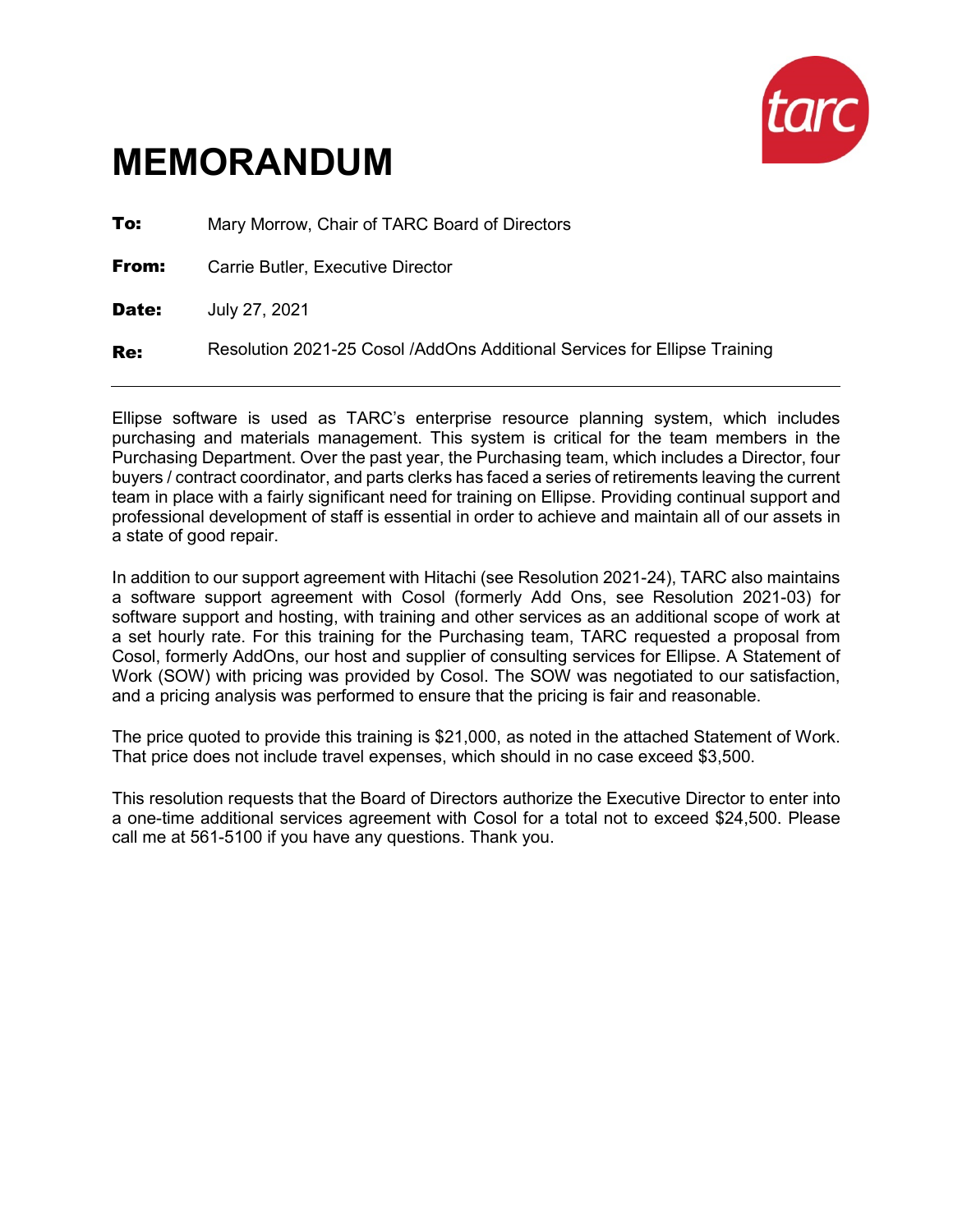# MEMORANDUM

**To:** Mary Morrow, Chair of TARC Board of Directors

**From:** Carrie Butler, Executive Director

**Date:** July 27, 2021

**Re:** Resolution 2021-25 Cosol /AddOns Additional Services for Ellipse Training

---

Ellipse software is used as TARC's enterprise resource planning system, which includes purchasing and materials management. This system is critical for the team members in the Purchasing Department. Over the past year, the Purchasing team, which includes a Director, four buyers / contract coordinator, and parts clerks has faced a series of retirements leaving the current team in place with a fairly significant need for training on Ellipse. Providing continual support and professional development of staff is essential in order to achieve and maintain all of our assets in a state of good repair.

In addition to our support agreement with Hitachi (see Resolution 2021-24), TARC also maintains a software support agreement with Cosol (formerly Add Ons, see Resolution 2021-03) for software support and hosting, with training and other services as an additional scope of work at a set hourly rate. For this training for the Purchasing team, TARC requested a proposal from Cosol, formerly AddOns, our host and supplier of consulting services for Ellipse. A Statement of Work (SOW) with pricing was provided by Cosol. The SOW was negotiated to our satisfaction, and a pricing analysis was performed to ensure that the pricing is fair and reasonable.

The price quoted to provide this training is $21,000, as noted in the attached Statement of Work. That price does not include travel expenses, which should in no case exceed $3,500.

This resolution requests that the Board of Directors authorize the Executive Director to enter into a one-time additional services agreement with Cosol for a total not to exceed $24,500. Please call me at 561-5100 if you have any questions. Thank you.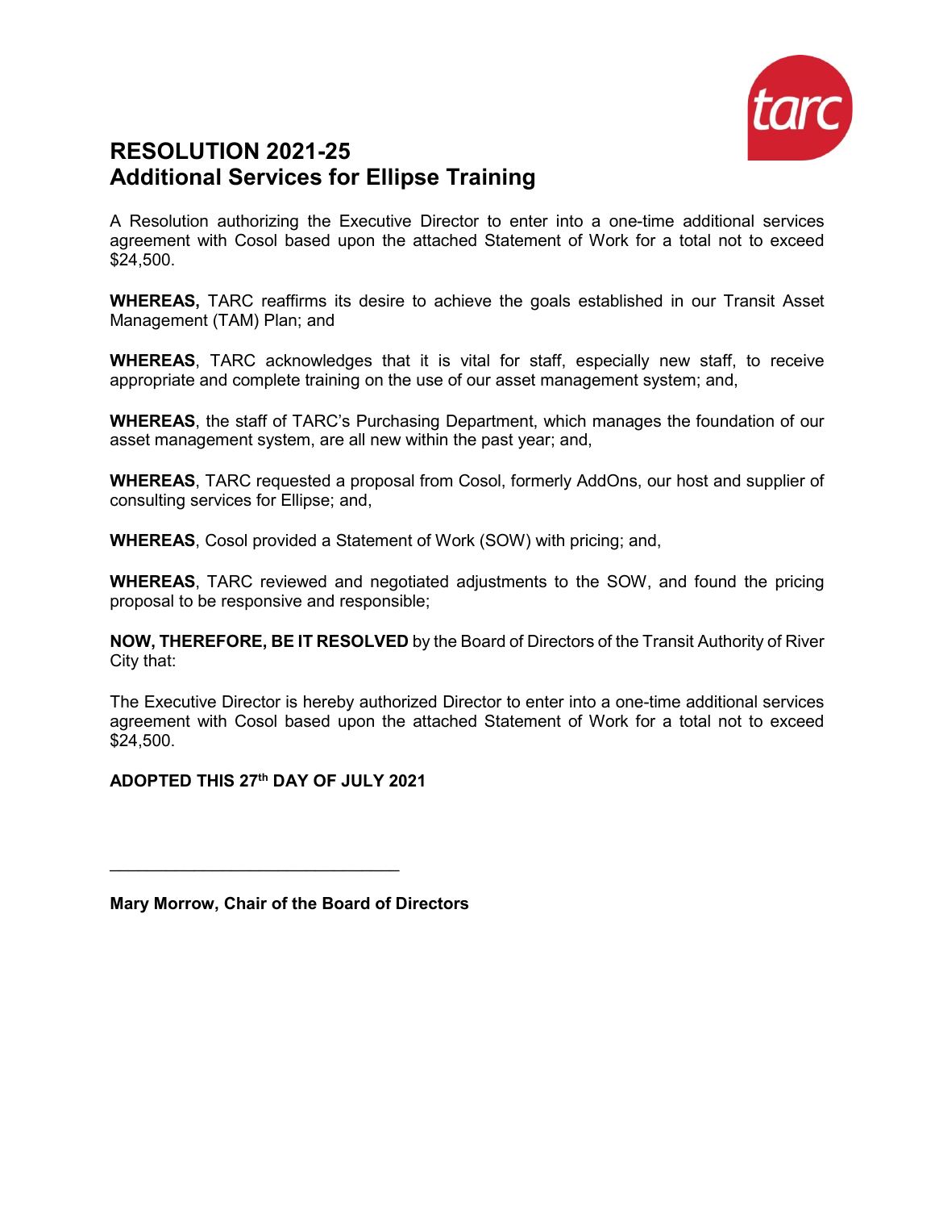# RESOLUTION 2021-25
# Additional Services for Ellipse Training

A Resolution authorizing the Executive Director to enter into a one-time additional services agreement with Cosol based upon the attached Statement of Work for a total not to exceed $24,500.

**WHEREAS,** TARC reaffirms its desire to achieve the goals established in our Transit Asset Management (TAM) Plan; and

**WHEREAS**, TARC acknowledges that it is vital for staff, especially new staff, to receive appropriate and complete training on the use of our asset management system; and,

**WHEREAS**, the staff of TARC's Purchasing Department, which manages the foundation of our asset management system, are all new within the past year; and,

**WHEREAS**, TARC requested a proposal from Cosol, formerly AddOns, our host and supplier of consulting services for Ellipse; and,

**WHEREAS**, Cosol provided a Statement of Work (SOW) with pricing; and,

**WHEREAS**, TARC reviewed and negotiated adjustments to the SOW, and found the pricing proposal to be responsive and responsible;

**NOW, THEREFORE, BE IT RESOLVED** by the Board of Directors of the Transit Authority of River City that:

The Executive Director is hereby authorized Director to enter into a one-time additional services agreement with Cosol based upon the attached Statement of Work for a total not to exceed $24,500.

**ADOPTED THIS 27th DAY OF JULY 2021**

\_\_\_\_\_\_\_\_\_\_\_\_\_\_\_\_\_\_\_\_\_\_\_\_\_\_\_\_\_\_\_\_

**Mary Morrow, Chair of the Board of Directors**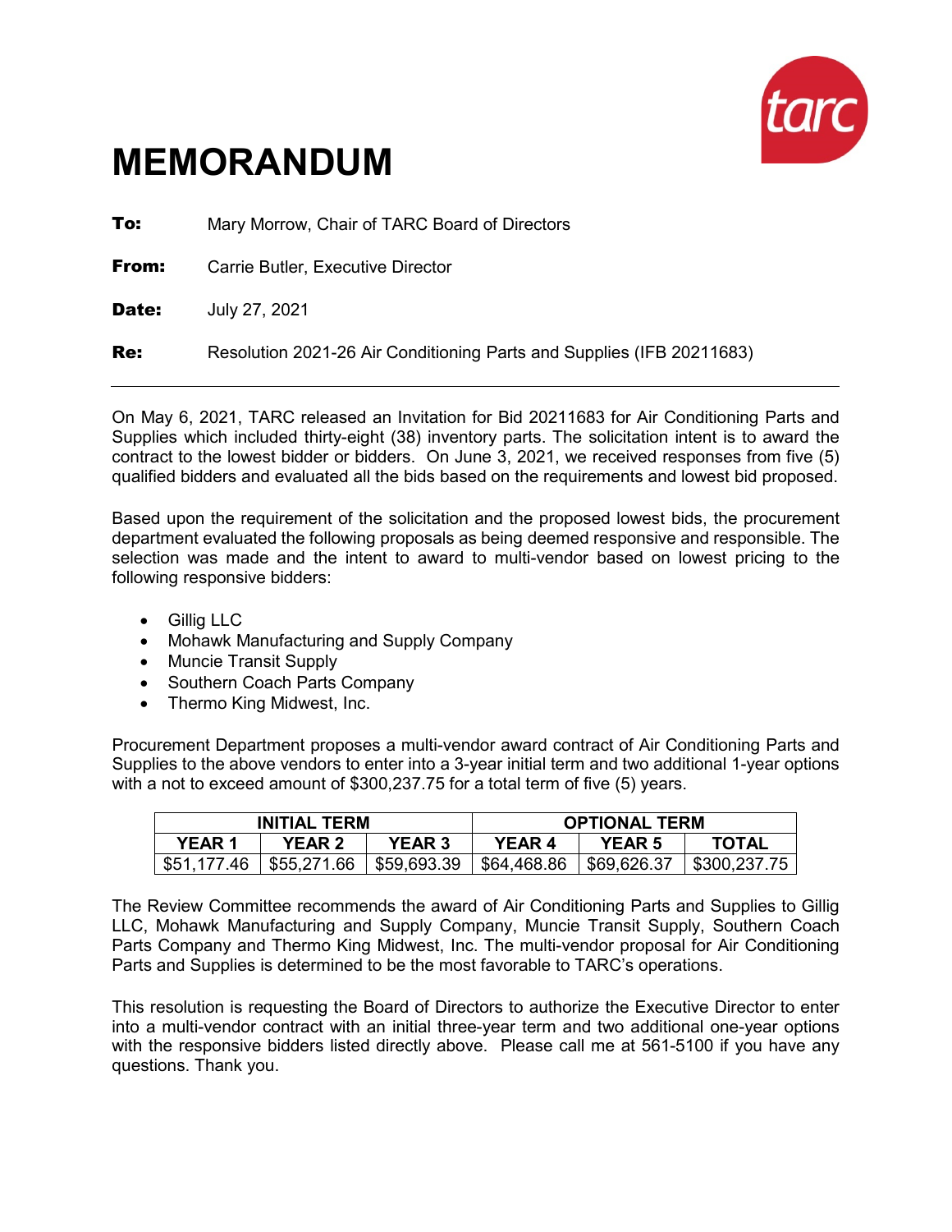# MEMORANDUM

**To:** Mary Morrow, Chair of TARC Board of Directors

**From:** Carrie Butler, Executive Director

**Date:** July 27, 2021

**Re:** Resolution 2021-26 Air Conditioning Parts and Supplies (IFB 20211683)

---

On May 6, 2021, TARC released an Invitation for Bid 20211683 for Air Conditioning Parts and Supplies which included thirty-eight (38) inventory parts. The solicitation intent is to award the contract to the lowest bidder or bidders. On June 3, 2021, we received responses from five (5) qualified bidders and evaluated all the bids based on the requirements and lowest bid proposed.

Based upon the requirement of the solicitation and the proposed lowest bids, the procurement department evaluated the following proposals as being deemed responsive and responsible. The selection was made and the intent to award to multi-vendor based on lowest pricing to the following responsive bidders:

- Gillig LLC
- Mohawk Manufacturing and Supply Company
- Muncie Transit Supply
- Southern Coach Parts Company
- Thermo King Midwest, Inc.

Procurement Department proposes a multi-vendor award contract of Air Conditioning Parts and Supplies to the above vendors to enter into a 3-year initial term and two additional 1-year options with a not to exceed amount of $300,237.75 for a total term of five (5) years.

| INITIAL TERM | | | OPTIONAL TERM | | |
|---|---|---|---|---|---|
| **YEAR 1** | **YEAR 2** | **YEAR 3** | **YEAR 4** | **YEAR 5** | **TOTAL** |
| $51,177.46 | $55,271.66 | $59,693.39 | $64,468.86 | $69,626.37 | $300,237.75 |

The Review Committee recommends the award of Air Conditioning Parts and Supplies to Gillig LLC, Mohawk Manufacturing and Supply Company, Muncie Transit Supply, Southern Coach Parts Company and Thermo King Midwest, Inc. The multi-vendor proposal for Air Conditioning Parts and Supplies is determined to be the most favorable to TARC's operations.

This resolution is requesting the Board of Directors to authorize the Executive Director to enter into a multi-vendor contract with an initial three-year term and two additional one-year options with the responsive bidders listed directly above. Please call me at 561-5100 if you have any questions. Thank you.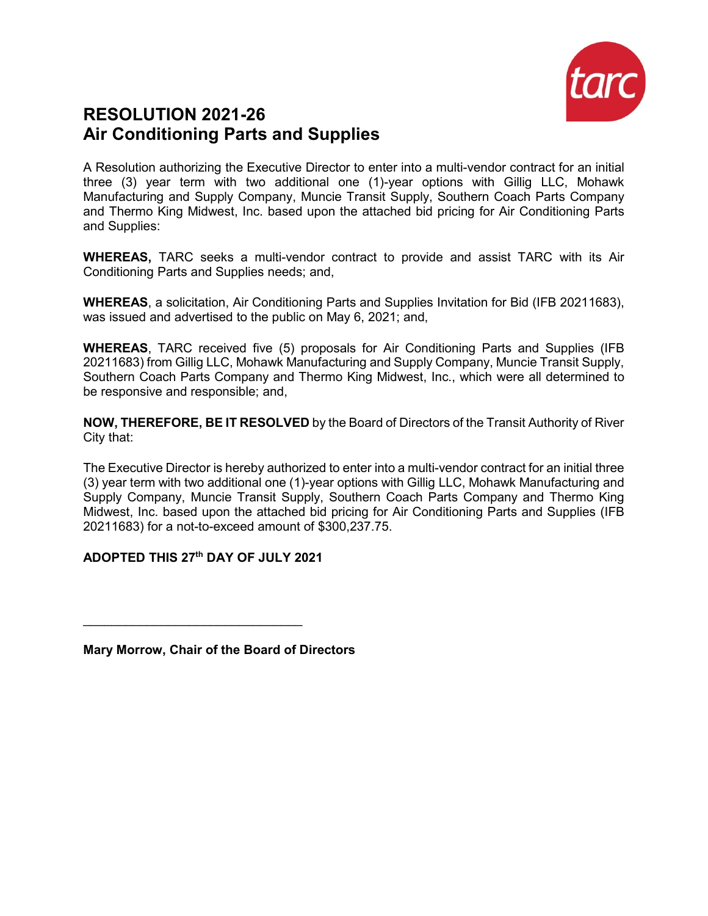# RESOLUTION 2021-26
# Air Conditioning Parts and Supplies

A Resolution authorizing the Executive Director to enter into a multi-vendor contract for an initial three (3) year term with two additional one (1)-year options with Gillig LLC, Mohawk Manufacturing and Supply Company, Muncie Transit Supply, Southern Coach Parts Company and Thermo King Midwest, Inc. based upon the attached bid pricing for Air Conditioning Parts and Supplies:

**WHEREAS,** TARC seeks a multi-vendor contract to provide and assist TARC with its Air Conditioning Parts and Supplies needs; and,

**WHEREAS**, a solicitation, Air Conditioning Parts and Supplies Invitation for Bid (IFB 20211683), was issued and advertised to the public on May 6, 2021; and,

**WHEREAS**, TARC received five (5) proposals for Air Conditioning Parts and Supplies (IFB 20211683) from Gillig LLC, Mohawk Manufacturing and Supply Company, Muncie Transit Supply, Southern Coach Parts Company and Thermo King Midwest, Inc., which were all determined to be responsive and responsible; and,

**NOW, THEREFORE, BE IT RESOLVED** by the Board of Directors of the Transit Authority of River City that:

The Executive Director is hereby authorized to enter into a multi-vendor contract for an initial three (3) year term with two additional one (1)-year options with Gillig LLC, Mohawk Manufacturing and Supply Company, Muncie Transit Supply, Southern Coach Parts Company and Thermo King Midwest, Inc. based upon the attached bid pricing for Air Conditioning Parts and Supplies (IFB 20211683) for a not-to-exceed amount of $300,237.75.

**ADOPTED THIS 27th DAY OF JULY 2021**

________________________________

**Mary Morrow, Chair of the Board of Directors**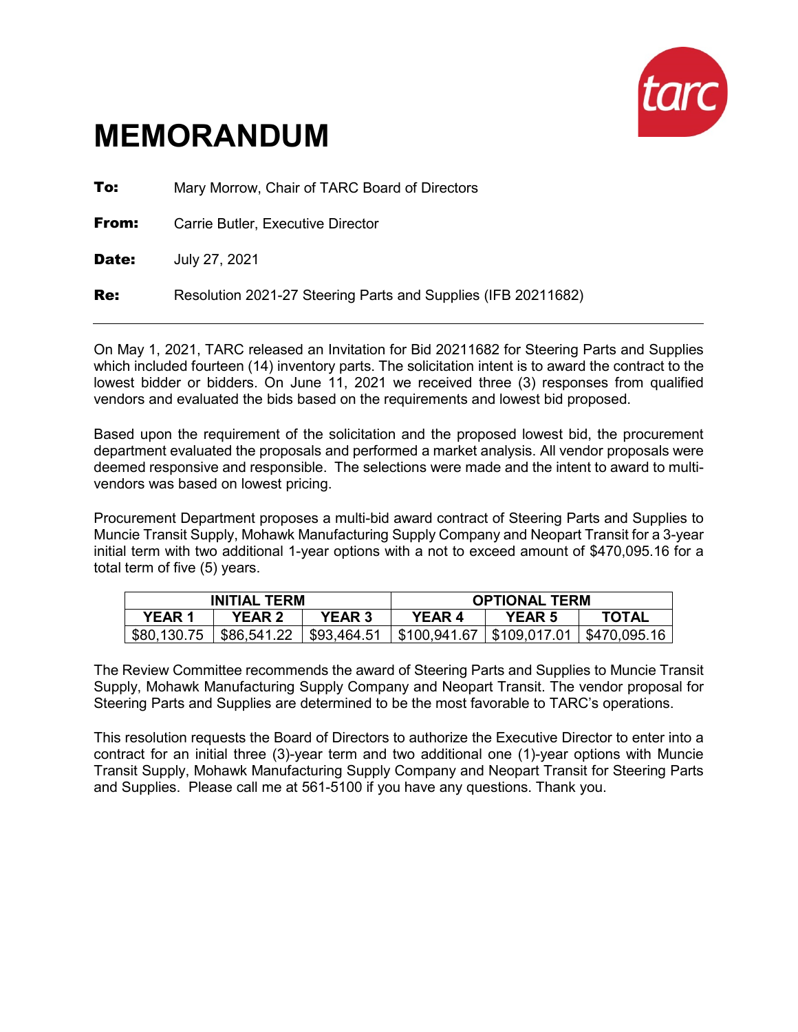# MEMORANDUM

**To:** Mary Morrow, Chair of TARC Board of Directors

**From:** Carrie Butler, Executive Director

**Date:** July 27, 2021

**Re:** Resolution 2021-27 Steering Parts and Supplies (IFB 20211682)

---

On May 1, 2021, TARC released an Invitation for Bid 20211682 for Steering Parts and Supplies which included fourteen (14) inventory parts. The solicitation intent is to award the contract to the lowest bidder or bidders. On June 11, 2021 we received three (3) responses from qualified vendors and evaluated the bids based on the requirements and lowest bid proposed.

Based upon the requirement of the solicitation and the proposed lowest bid, the procurement department evaluated the proposals and performed a market analysis. All vendor proposals were deemed responsive and responsible. The selections were made and the intent to award to multi-vendors was based on lowest pricing.

Procurement Department proposes a multi-bid award contract of Steering Parts and Supplies to Muncie Transit Supply, Mohawk Manufacturing Supply Company and Neopart Transit for a 3-year initial term with two additional 1-year options with a not to exceed amount of $470,095.16 for a total term of five (5) years.

| INITIAL TERM | | | OPTIONAL TERM | | |
|---|---|---|---|---|---|
| **YEAR 1** | **YEAR 2** | **YEAR 3** | **YEAR 4** | **YEAR 5** | **TOTAL** |
| $80,130.75 | $86,541.22 | $93,464.51 | $100,941.67 | $109,017.01 | $470,095.16 |

The Review Committee recommends the award of Steering Parts and Supplies to Muncie Transit Supply, Mohawk Manufacturing Supply Company and Neopart Transit. The vendor proposal for Steering Parts and Supplies are determined to be the most favorable to TARC's operations.

This resolution requests the Board of Directors to authorize the Executive Director to enter into a contract for an initial three (3)-year term and two additional one (1)-year options with Muncie Transit Supply, Mohawk Manufacturing Supply Company and Neopart Transit for Steering Parts and Supplies. Please call me at 561-5100 if you have any questions. Thank you.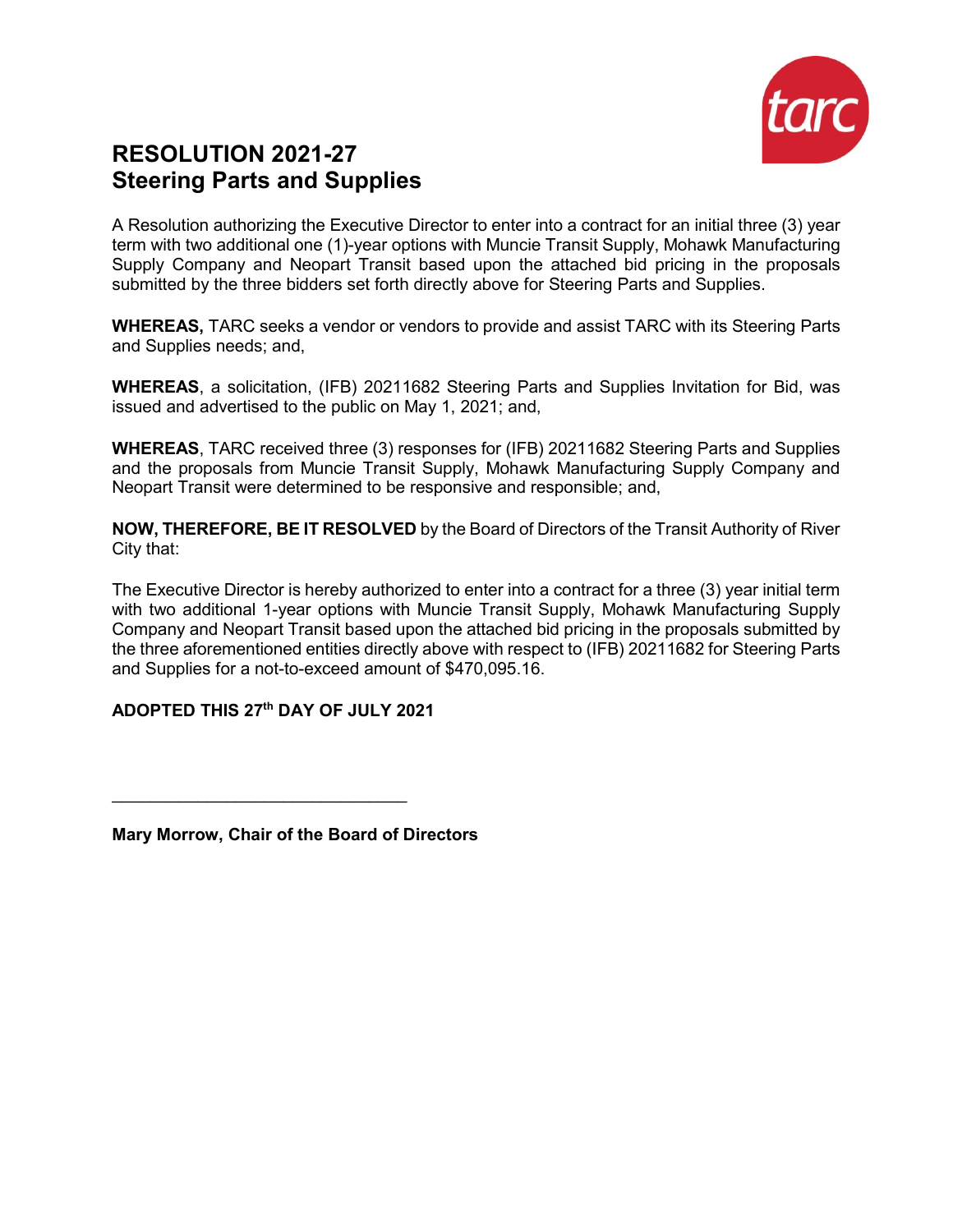# RESOLUTION 2021-27
# Steering Parts and Supplies

A Resolution authorizing the Executive Director to enter into a contract for an initial three (3) year term with two additional one (1)-year options with Muncie Transit Supply, Mohawk Manufacturing Supply Company and Neopart Transit based upon the attached bid pricing in the proposals submitted by the three bidders set forth directly above for Steering Parts and Supplies.

**WHEREAS,** TARC seeks a vendor or vendors to provide and assist TARC with its Steering Parts and Supplies needs; and,

**WHEREAS**, a solicitation, (IFB) 20211682 Steering Parts and Supplies Invitation for Bid, was issued and advertised to the public on May 1, 2021; and,

**WHEREAS**, TARC received three (3) responses for (IFB) 20211682 Steering Parts and Supplies and the proposals from Muncie Transit Supply, Mohawk Manufacturing Supply Company and Neopart Transit were determined to be responsive and responsible; and,

**NOW, THEREFORE, BE IT RESOLVED** by the Board of Directors of the Transit Authority of River City that:

The Executive Director is hereby authorized to enter into a contract for a three (3) year initial term with two additional 1-year options with Muncie Transit Supply, Mohawk Manufacturing Supply Company and Neopart Transit based upon the attached bid pricing in the proposals submitted by the three aforementioned entities directly above with respect to (IFB) 20211682 for Steering Parts and Supplies for a not-to-exceed amount of $470,095.16.

**ADOPTED THIS 27th DAY OF JULY 2021**

_______________________________

**Mary Morrow, Chair of the Board of Directors**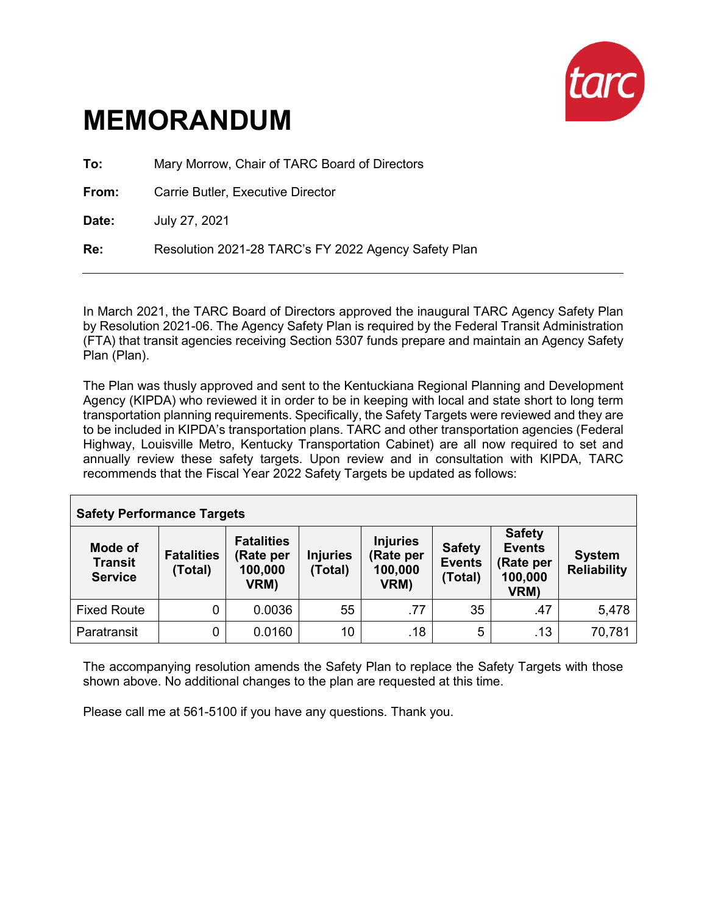# MEMORANDUM

**To:** Mary Morrow, Chair of TARC Board of Directors

**From:** Carrie Butler, Executive Director

**Date:** July 27, 2021

**Re:** Resolution 2021-28 TARC's FY 2022 Agency Safety Plan

---

In March 2021, the TARC Board of Directors approved the inaugural TARC Agency Safety Plan by Resolution 2021-06. The Agency Safety Plan is required by the Federal Transit Administration (FTA) that transit agencies receiving Section 5307 funds prepare and maintain an Agency Safety Plan (Plan).

The Plan was thusly approved and sent to the Kentuckiana Regional Planning and Development Agency (KIPDA) who reviewed it in order to be in keeping with local and state short to long term transportation planning requirements. Specifically, the Safety Targets were reviewed and they are to be included in KIPDA's transportation plans. TARC and other transportation agencies (Federal Highway, Louisville Metro, Kentucky Transportation Cabinet) are all now required to set and annually review these safety targets. Upon review and in consultation with KIPDA, TARC recommends that the Fiscal Year 2022 Safety Targets be updated as follows:

| **Safety Performance Targets** | | | | | | | |
|---|---|---|---|---|---|---|---|
| **Mode of Transit Service** | **Fatalities (Total)** | **Fatalities (Rate per 100,000 VRM)** | **Injuries (Total)** | **Injuries (Rate per 100,000 VRM)** | **Safety Events (Total)** | **Safety Events (Rate per 100,000 VRM)** | **System Reliability** |
| Fixed Route | 0 | 0.0036 | 55 | .77 | 35 | .47 | 5,478 |
| Paratransit | 0 | 0.0160 | 10 | .18 | 5 | .13 | 70,781 |

The accompanying resolution amends the Safety Plan to replace the Safety Targets with those shown above. No additional changes to the plan are requested at this time.

Please call me at 561-5100 if you have any questions. Thank you.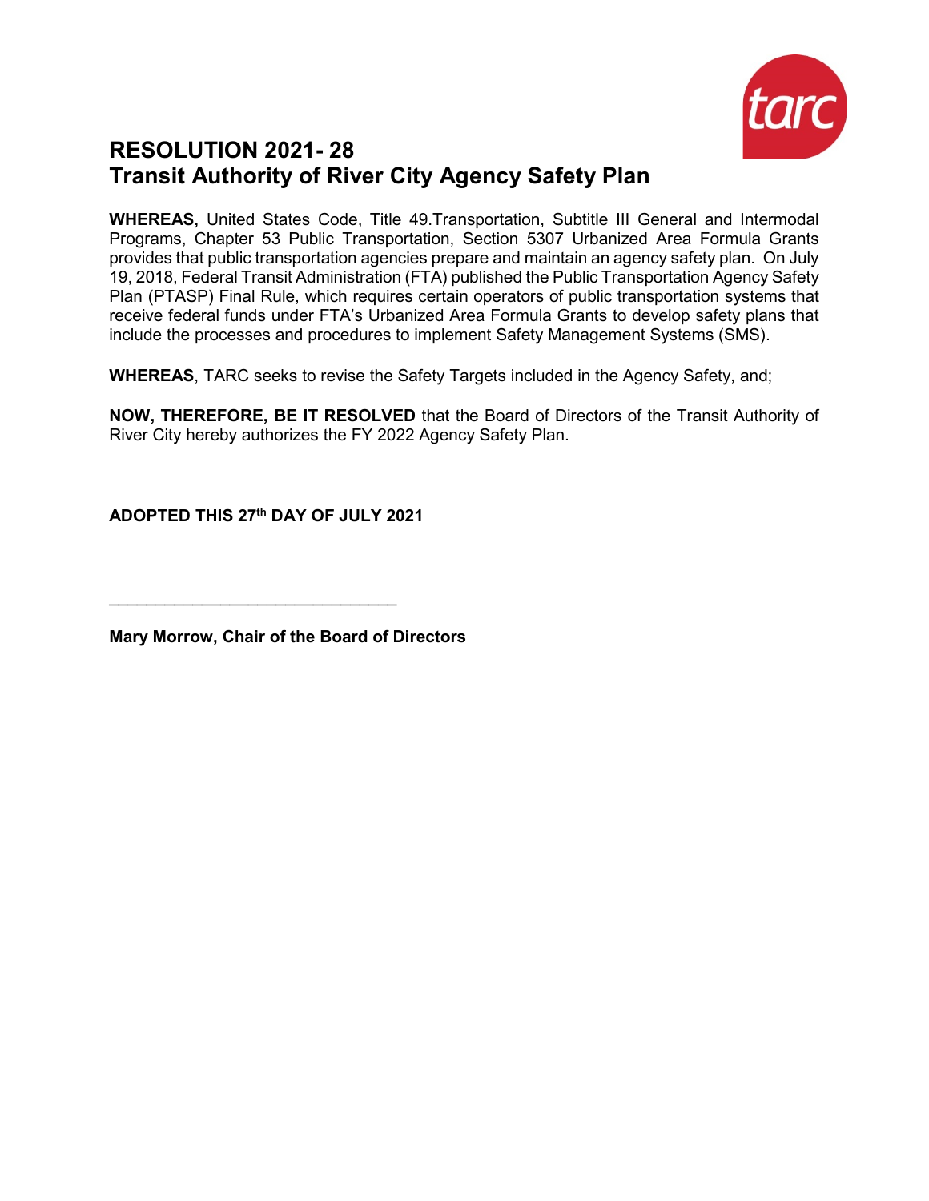# RESOLUTION 2021- 28
# Transit Authority of River City Agency Safety Plan

**WHEREAS,** United States Code, Title 49.Transportation, Subtitle III General and Intermodal Programs, Chapter 53 Public Transportation, Section 5307 Urbanized Area Formula Grants provides that public transportation agencies prepare and maintain an agency safety plan. On July 19, 2018, Federal Transit Administration (FTA) published the Public Transportation Agency Safety Plan (PTASP) Final Rule, which requires certain operators of public transportation systems that receive federal funds under FTA's Urbanized Area Formula Grants to develop safety plans that include the processes and procedures to implement Safety Management Systems (SMS).

**WHEREAS**, TARC seeks to revise the Safety Targets included in the Agency Safety, and;

**NOW, THEREFORE, BE IT RESOLVED** that the Board of Directors of the Transit Authority of River City hereby authorizes the FY 2022 Agency Safety Plan.

**ADOPTED THIS 27th DAY OF JULY 2021**

\_\_\_\_\_\_\_\_\_\_\_\_\_\_\_\_\_\_\_\_\_\_\_\_\_\_\_\_\_\_\_\_

**Mary Morrow, Chair of the Board of Directors**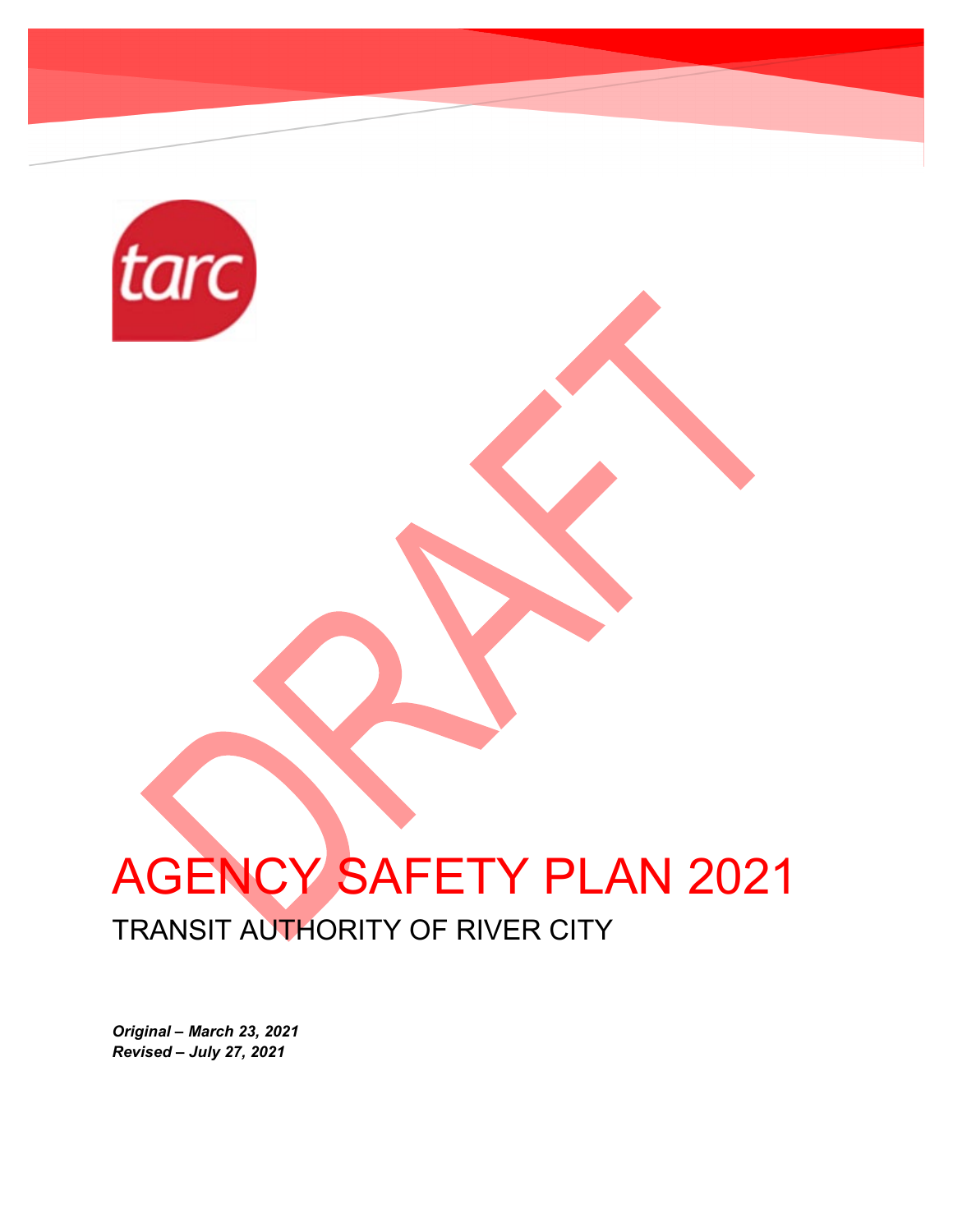# AGENCY SAFETY PLAN 2021

TRANSIT AUTHORITY OF RIVER CITY

***Original – March 23, 2021***
***Revised – July 27, 2021***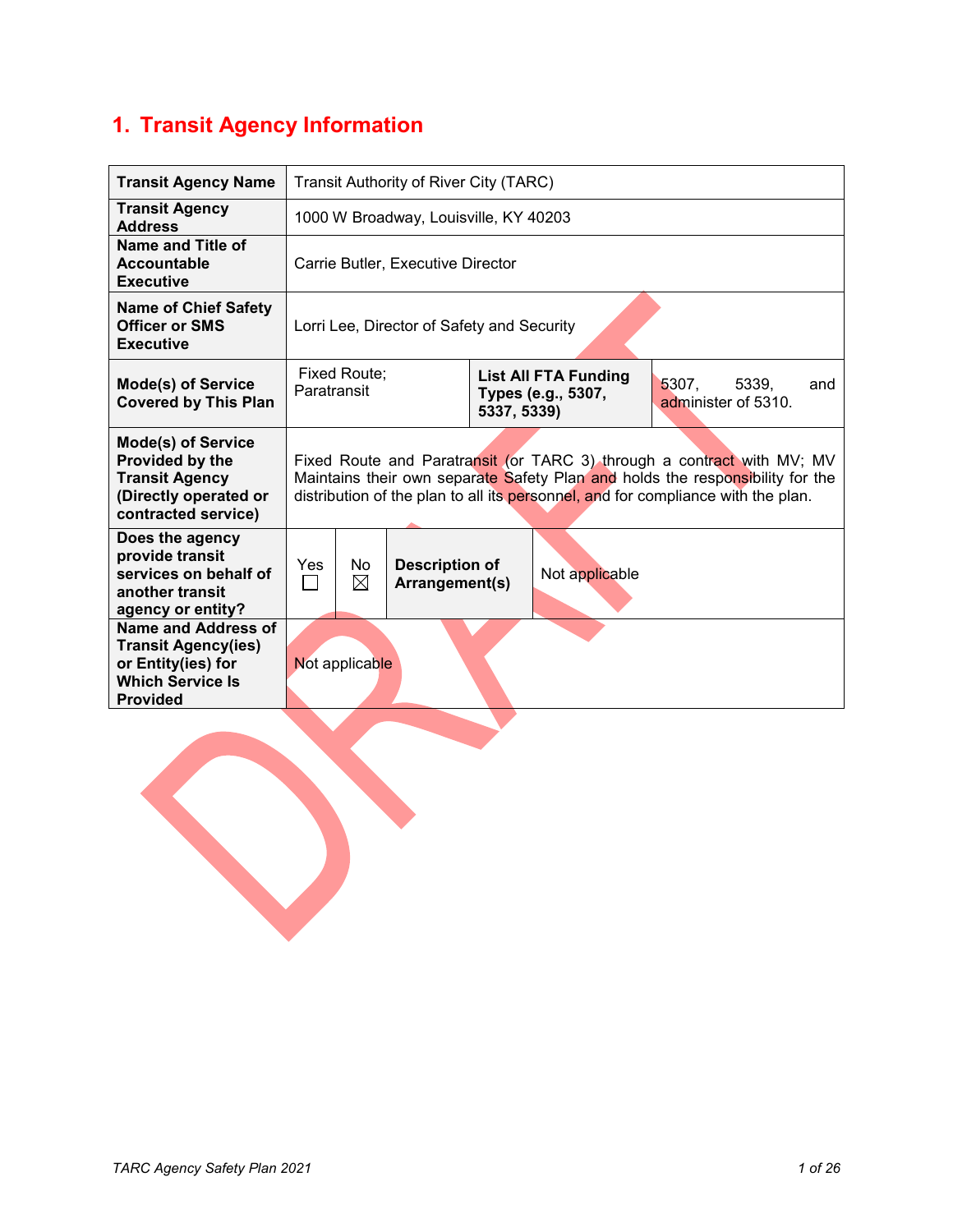# 1. Transit Agency Information

| **Transit Agency Name** | Transit Authority of River City (TARC) | | | | |
|---|---|---|---|---|---|
| **Transit Agency Address** | 1000 W Broadway, Louisville, KY 40203 | | | | |
| **Name and Title of Accountable Executive** | Carrie Butler, Executive Director | | | | |
| **Name of Chief Safety Officer or SMS Executive** | Lorri Lee, Director of Safety and Security | | | | |
| **Mode(s) of Service Covered by This Plan** | Fixed Route; Paratransit | | **List All FTA Funding Types (e.g., 5307, 5337, 5339)** | 5307, 5339, and administer of 5310. | |
| **Mode(s) of Service Provided by the Transit Agency (Directly operated or contracted service)** | Fixed Route and Paratransit (or TARC 3) through a contract with MV; MV Maintains their own separate Safety Plan and holds the responsibility for the distribution of the plan to all its personnel, and for compliance with the plan. | | | | |
| **Does the agency provide transit services on behalf of another transit agency or entity?** | Yes ☐ | No ☒ | **Description of Arrangement(s)** | Not applicable | |
| **Name and Address of Transit Agency(ies) or Entity(ies) for Which Service Is Provided** | Not applicable | | | | |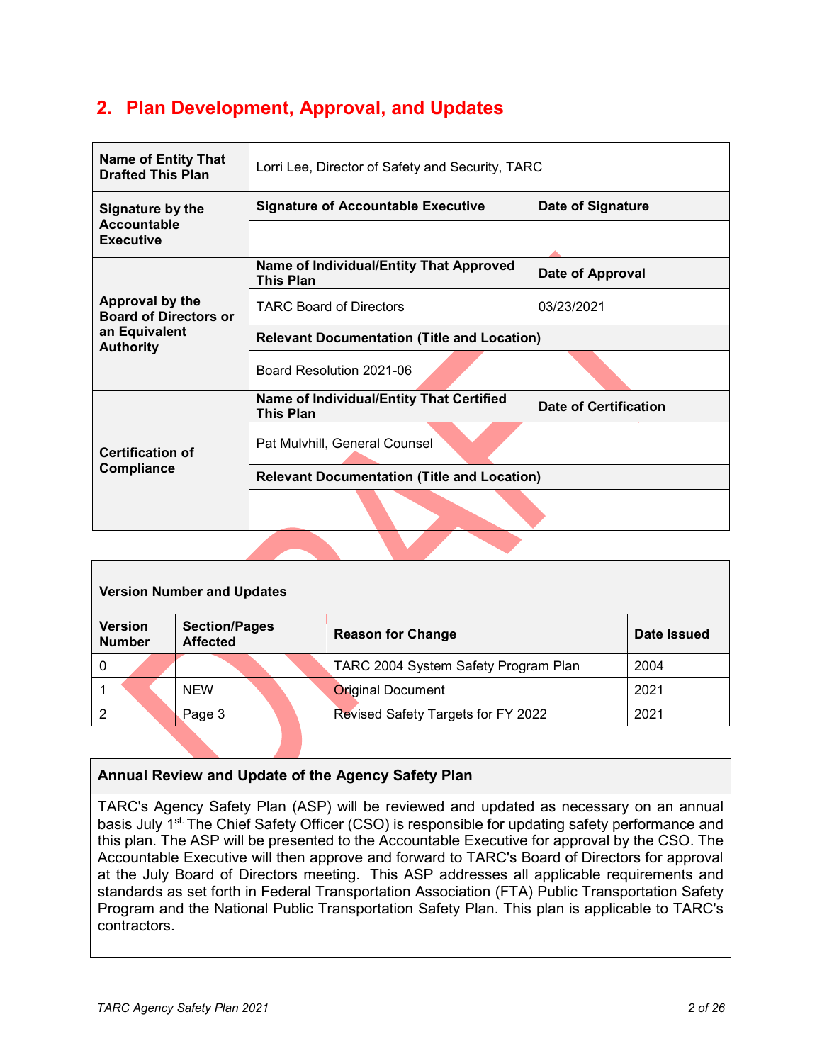## 2. Plan Development, Approval, and Updates

| Name of Entity That Drafted This Plan | Lorri Lee, Director of Safety and Security, TARC | |
|---|---|---|
| **Signature by the Accountable Executive** | **Signature of Accountable Executive** | **Date of Signature** |
| | | |
| **Approval by the Board of Directors or an Equivalent Authority** | **Name of Individual/Entity That Approved This Plan** | **Date of Approval** |
| | TARC Board of Directors | 03/23/2021 |
| | **Relevant Documentation (Title and Location)** | |
| | Board Resolution 2021-06 | |
| **Certification of Compliance** | **Name of Individual/Entity That Certified This Plan** | **Date of Certification** |
| | Pat Mulvhill, General Counsel | |
| | **Relevant Documentation (Title and Location)** | |
| | | |

| Version Number and Updates | | | |
|---|---|---|---|
| **Version Number** | **Section/Pages Affected** | **Reason for Change** | **Date Issued** |
| 0 | | TARC 2004 System Safety Program Plan | 2004 |
| 1 | NEW | Original Document | 2021 |
| 2 | Page 3 | Revised Safety Targets for FY 2022 | 2021 |

| Annual Review and Update of the Agency Safety Plan |
|---|
| TARC's Agency Safety Plan (ASP) will be reviewed and updated as necessary on an annual basis July 1st. The Chief Safety Officer (CSO) is responsible for updating safety performance and this plan. The ASP will be presented to the Accountable Executive for approval by the CSO. The Accountable Executive will then approve and forward to TARC's Board of Directors for approval at the July Board of Directors meeting. This ASP addresses all applicable requirements and standards as set forth in Federal Transportation Association (FTA) Public Transportation Safety Program and the National Public Transportation Safety Plan. This plan is applicable to TARC's contractors. |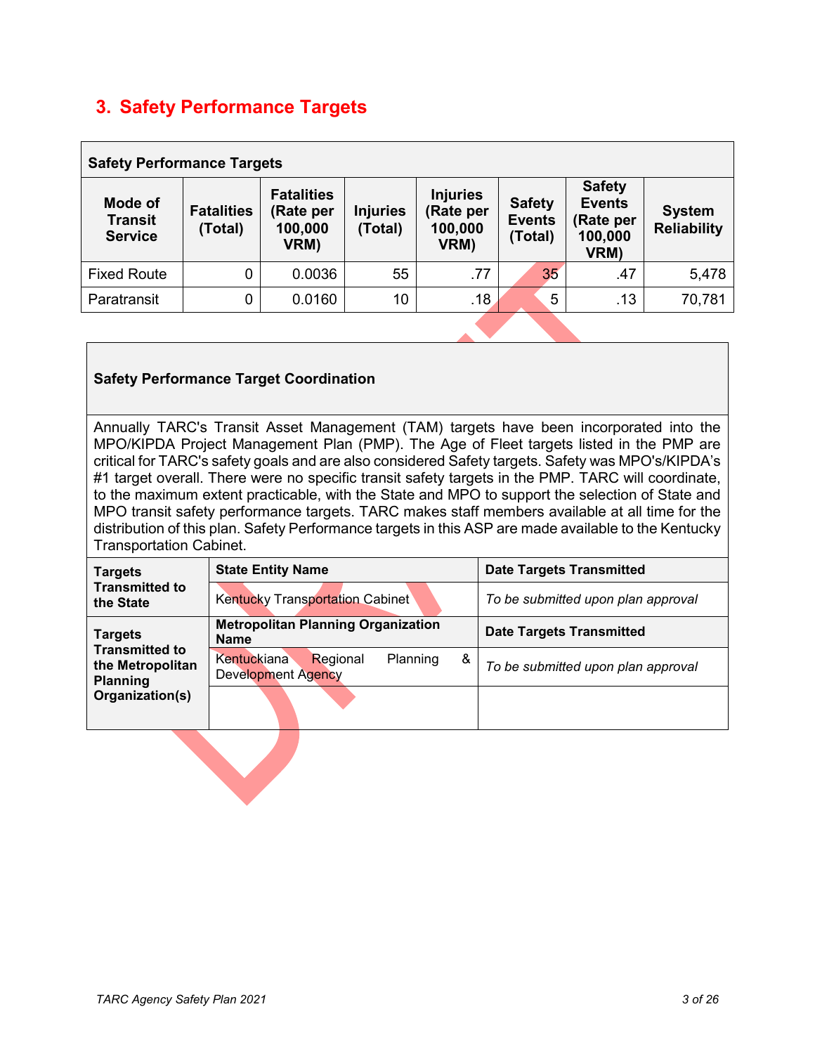## 3. Safety Performance Targets

| Safety Performance Targets | | | | | | | |
|---|---|---|---|---|---|---|---|
| **Mode of Transit Service** | **Fatalities (Total)** | **Fatalities (Rate per 100,000 VRM)** | **Injuries (Total)** | **Injuries (Rate per 100,000 VRM)** | **Safety Events (Total)** | **Safety Events (Rate per 100,000 VRM)** | **System Reliability** |
| Fixed Route | 0 | 0.0036 | 55 | .77 | 35 | .47 | 5,478 |
| Paratransit | 0 | 0.0160 | 10 | .18 | 5 | .13 | 70,781 |

**Safety Performance Target Coordination**

Annually TARC's Transit Asset Management (TAM) targets have been incorporated into the MPO/KIPDA Project Management Plan (PMP). The Age of Fleet targets listed in the PMP are critical for TARC's safety goals and are also considered Safety targets. Safety was MPO's/KIPDA's #1 target overall. There were no specific transit safety targets in the PMP. TARC will coordinate, to the maximum extent practicable, with the State and MPO to support the selection of State and MPO transit safety performance targets. TARC makes staff members available at all time for the distribution of this plan. Safety Performance targets in this ASP are made available to the Kentucky Transportation Cabinet.

| | | |
|---|---|---|
| **Targets Transmitted to the State** | **State Entity Name** | **Date Targets Transmitted** |
| | Kentucky Transportation Cabinet | *To be submitted upon plan approval* |
| **Targets Transmitted to the Metropolitan Planning Organization(s)** | **Metropolitan Planning Organization Name** | **Date Targets Transmitted** |
| | Kentuckiana Regional Planning & Development Agency | *To be submitted upon plan approval* |
| | | |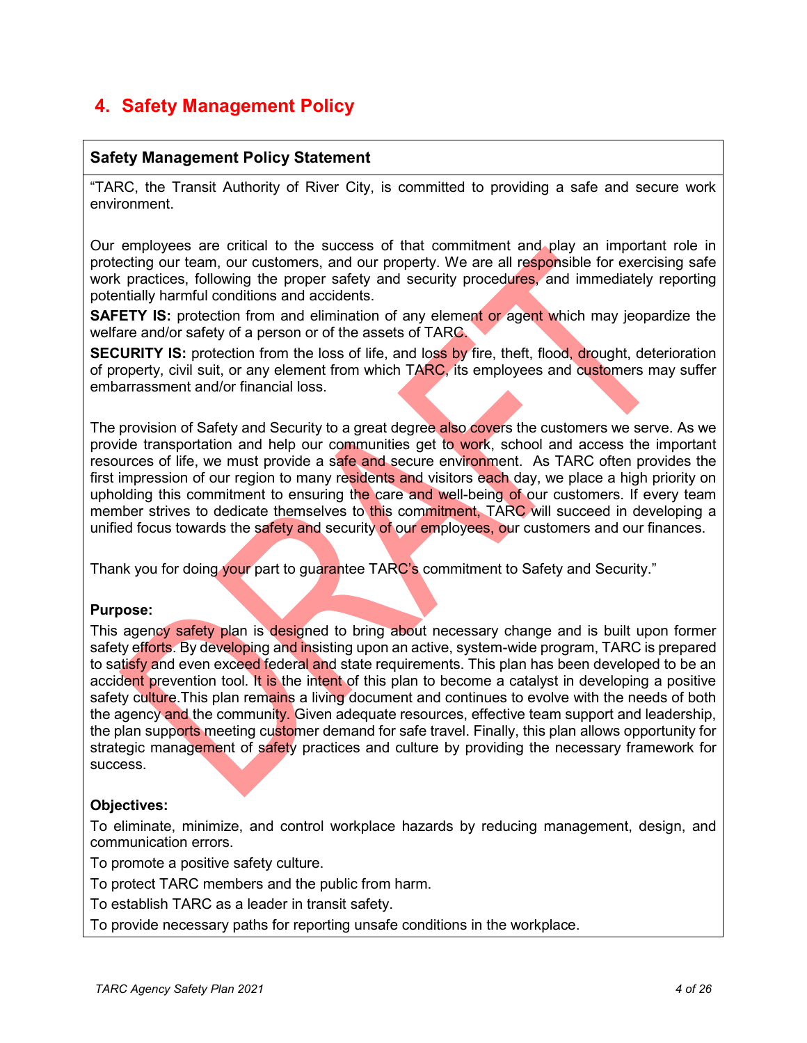## 4. Safety Management Policy

### Safety Management Policy Statement

"TARC, the Transit Authority of River City, is committed to providing a safe and secure work environment.

Our employees are critical to the success of that commitment and play an important role in protecting our team, our customers, and our property. We are all responsible for exercising safe work practices, following the proper safety and security procedures, and immediately reporting potentially harmful conditions and accidents.

**SAFETY IS:** protection from and elimination of any element or agent which may jeopardize the welfare and/or safety of a person or of the assets of TARC.

**SECURITY IS:** protection from the loss of life, and loss by fire, theft, flood, drought, deterioration of property, civil suit, or any element from which TARC, its employees and customers may suffer embarrassment and/or financial loss.

The provision of Safety and Security to a great degree also covers the customers we serve. As we provide transportation and help our communities get to work, school and access the important resources of life, we must provide a safe and secure environment. As TARC often provides the first impression of our region to many residents and visitors each day, we place a high priority on upholding this commitment to ensuring the care and well-being of our customers. If every team member strives to dedicate themselves to this commitment, TARC will succeed in developing a unified focus towards the safety and security of our employees, our customers and our finances.

Thank you for doing your part to guarantee TARC's commitment to Safety and Security."

**Purpose:**

This agency safety plan is designed to bring about necessary change and is built upon former safety efforts. By developing and insisting upon an active, system-wide program, TARC is prepared to satisfy and even exceed federal and state requirements. This plan has been developed to be an accident prevention tool. It is the intent of this plan to become a catalyst in developing a positive safety culture.This plan remains a living document and continues to evolve with the needs of both the agency and the community. Given adequate resources, effective team support and leadership, the plan supports meeting customer demand for safe travel. Finally, this plan allows opportunity for strategic management of safety practices and culture by providing the necessary framework for success.

**Objectives:**

To eliminate, minimize, and control workplace hazards by reducing management, design, and communication errors.

To promote a positive safety culture.

To protect TARC members and the public from harm.

To establish TARC as a leader in transit safety.

To provide necessary paths for reporting unsafe conditions in the workplace.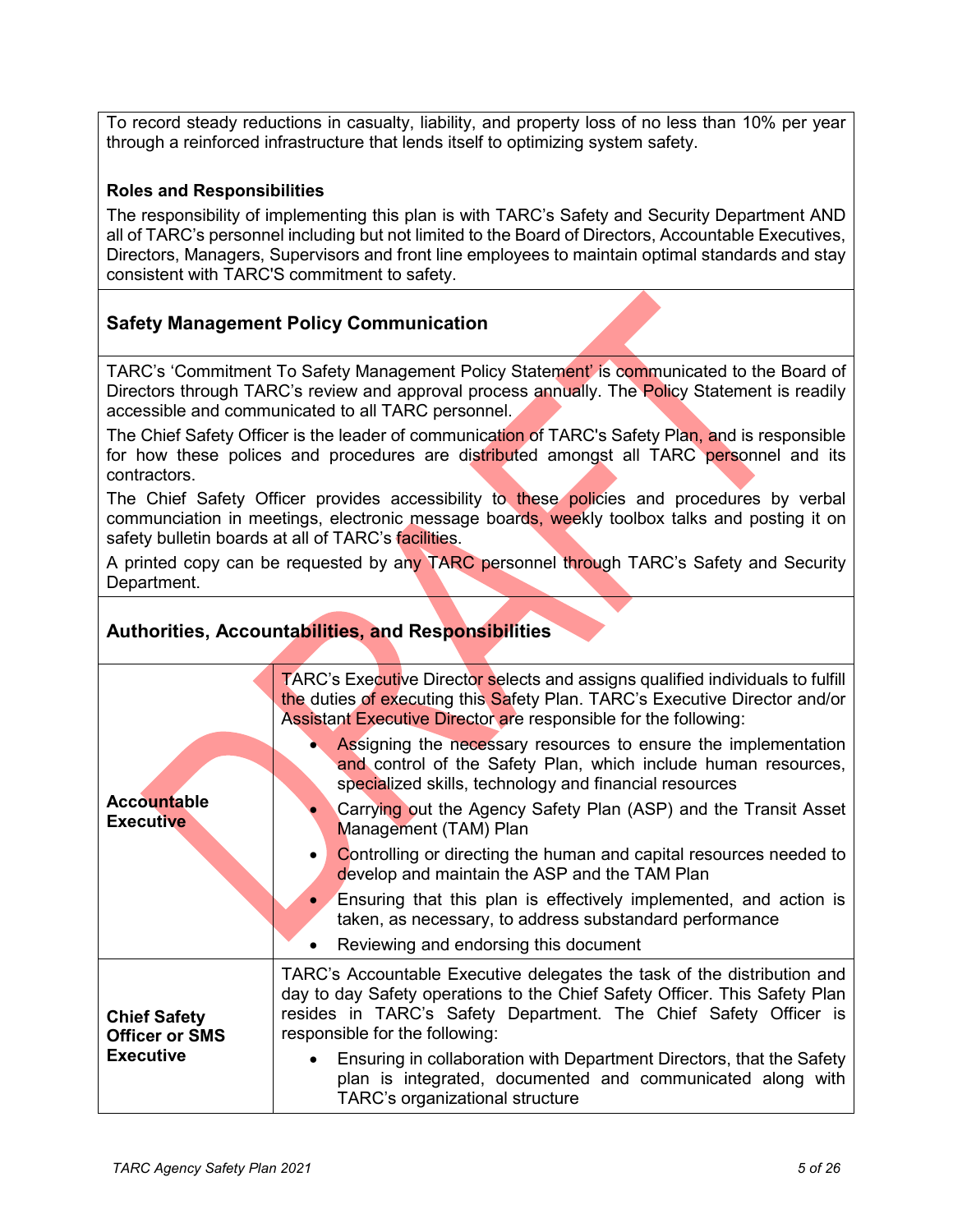To record steady reductions in casualty, liability, and property loss of no less than 10% per year through a reinforced infrastructure that lends itself to optimizing system safety.

**Roles and Responsibilities**

The responsibility of implementing this plan is with TARC's Safety and Security Department AND all of TARC's personnel including but not limited to the Board of Directors, Accountable Executives, Directors, Managers, Supervisors and front line employees to maintain optimal standards and stay consistent with TARC'S commitment to safety.

## Safety Management Policy Communication

TARC's 'Commitment To Safety Management Policy Statement' is communicated to the Board of Directors through TARC's review and approval process annually. The Policy Statement is readily accessible and communicated to all TARC personnel.

The Chief Safety Officer is the leader of communication of TARC's Safety Plan, and is responsible for how these polices and procedures are distributed amongst all TARC personnel and its contractors.

The Chief Safety Officer provides accessibility to these policies and procedures by verbal communciation in meetings, electronic message boards, weekly toolbox talks and posting it on safety bulletin boards at all of TARC's facilities.

A printed copy can be requested by any TARC personnel through TARC's Safety and Security Department.

## Authorities, Accountabilities, and Responsibilities

| | |
|---|---|
| **Accountable Executive** | TARC's Executive Director selects and assigns qualified individuals to fulfill the duties of executing this Safety Plan. TARC's Executive Director and/or Assistant Executive Director are responsible for the following:<br>• Assigning the necessary resources to ensure the implementation and control of the Safety Plan, which include human resources, specialized skills, technology and financial resources<br>• Carrying out the Agency Safety Plan (ASP) and the Transit Asset Management (TAM) Plan<br>• Controlling or directing the human and capital resources needed to develop and maintain the ASP and the TAM Plan<br>• Ensuring that this plan is effectively implemented, and action is taken, as necessary, to address substandard performance<br>• Reviewing and endorsing this document |
| **Chief Safety Officer or SMS Executive** | TARC's Accountable Executive delegates the task of the distribution and day to day Safety operations to the Chief Safety Officer. This Safety Plan resides in TARC's Safety Department. The Chief Safety Officer is responsible for the following:<br>• Ensuring in collaboration with Department Directors, that the Safety plan is integrated, documented and communicated along with TARC's organizational structure |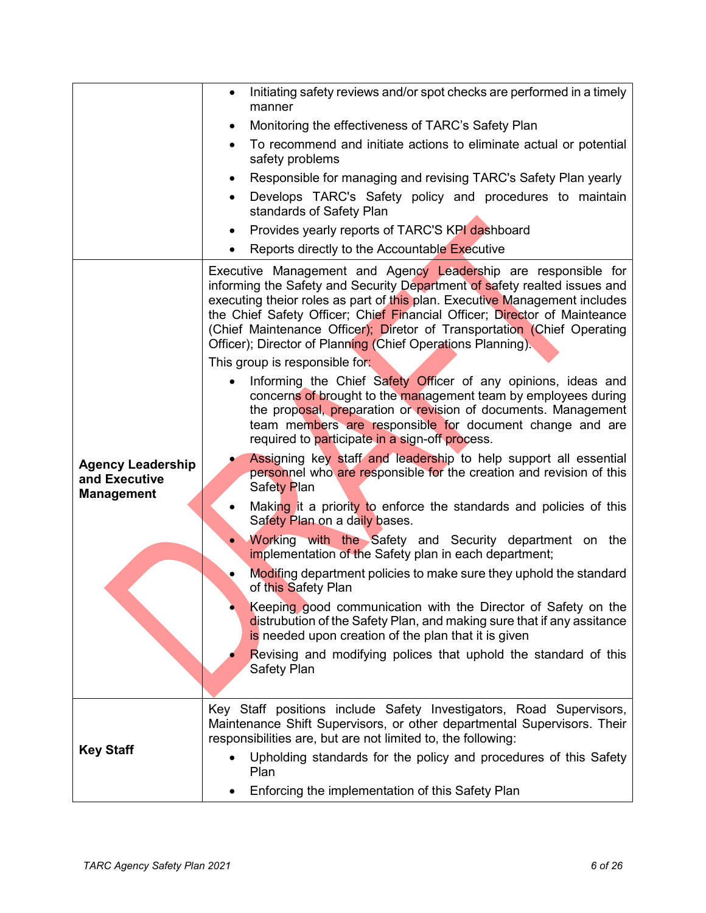| | |
|---|---|
| | • Initiating safety reviews and/or spot checks are performed in a timely manner<br>• Monitoring the effectiveness of TARC's Safety Plan<br>• To recommend and initiate actions to eliminate actual or potential safety problems<br>• Responsible for managing and revising TARC's Safety Plan yearly<br>• Develops TARC's Safety policy and procedures to maintain standards of Safety Plan<br>• Provides yearly reports of TARC'S KPI dashboard<br>• Reports directly to the Accountable Executive |
| **Agency Leadership and Executive Management** | Executive Management and Agency Leadership are responsible for informing the Safety and Security Department of safety realted issues and executing theior roles as part of this plan. Executive Management includes the Chief Safety Officer; Chief Financial Officer; Director of Mainteance (Chief Maintenance Officer); Diretor of Transportation (Chief Operating Officer); Director of Planning (Chief Operations Planning).<br>This group is responsible for:<br>• Informing the Chief Safety Officer of any opinions, ideas and concerns of brought to the management team by employees during the proposal, preparation or revision of documents. Management team members are responsible for document change and are required to participate in a sign-off process.<br>• Assigning key staff and leadership to help support all essential personnel who are responsible for the creation and revision of this Safety Plan<br>• Making it a priority to enforce the standards and policies of this Safety Plan on a daily bases.<br>• Working with the Safety and Security department on the implementation of the Safety plan in each department;<br>• Modifing department policies to make sure they uphold the standard of this Safety Plan<br>• Keeping good communication with the Director of Safety on the distrubution of the Safety Plan, and making sure that if any assitance is needed upon creation of the plan that it is given<br>• Revising and modifying polices that uphold the standard of this Safety Plan |
| **Key Staff** | Key Staff positions include Safety Investigators, Road Supervisors, Maintenance Shift Supervisors, or other departmental Supervisors. Their responsibilities are, but are not limited to, the following:<br>• Upholding standards for the policy and procedures of this Safety Plan<br>• Enforcing the implementation of this Safety Plan |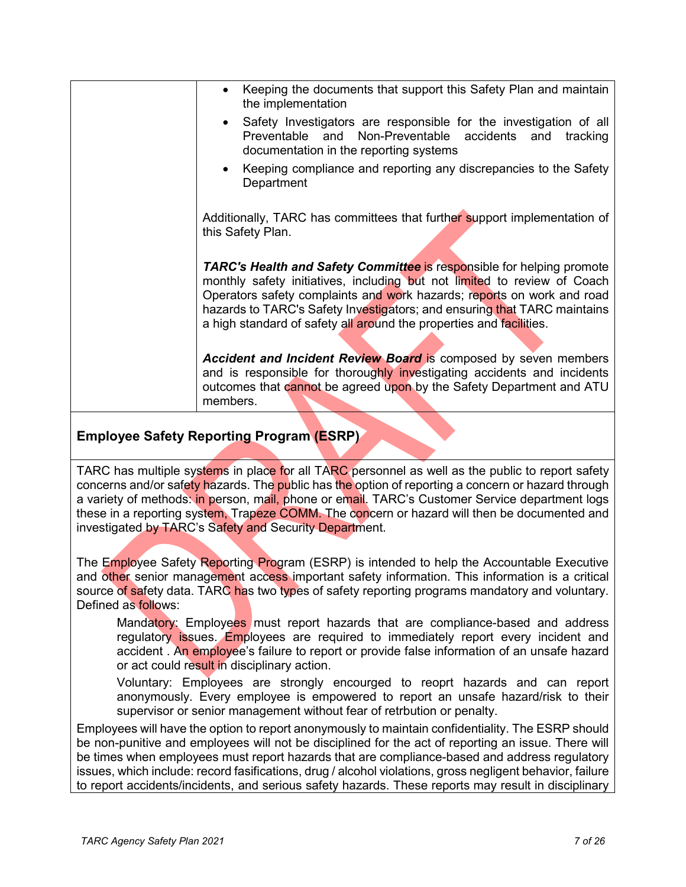| | |
|---|---|
| | • Keeping the documents that support this Safety Plan and maintain the implementation<br>• Safety Investigators are responsible for the investigation of all Preventable and Non-Preventable accidents and tracking documentation in the reporting systems<br>• Keeping compliance and reporting any discrepancies to the Safety Department<br><br>Additionally, TARC has committees that further support implementation of this Safety Plan.<br><br>***TARC's Health and Safety Committee*** is responsible for helping promote monthly safety initiatives, including but not limited to review of Coach Operators safety complaints and work hazards; reports on work and road hazards to TARC's Safety Investigators; and ensuring that TARC maintains a high standard of safety all around the properties and facilities.<br><br>***Accident and Incident Review Board*** is composed by seven members and is responsible for thoroughly investigating accidents and incidents outcomes that cannot be agreed upon by the Safety Department and ATU members. |

## Employee Safety Reporting Program (ESRP)

TARC has multiple systems in place for all TARC personnel as well as the public to report safety concerns and/or safety hazards. The public has the option of reporting a concern or hazard through a variety of methods: in person, mail, phone or email. TARC's Customer Service department logs these in a reporting system, Trapeze COMM. The concern or hazard will then be documented and investigated by TARC's Safety and Security Department.

The Employee Safety Reporting Program (ESRP) is intended to help the Accountable Executive and other senior management access important safety information. This information is a critical source of safety data. TARC has two types of safety reporting programs mandatory and voluntary. Defined as follows:

> Mandatory: Employees must report hazards that are compliance-based and address regulatory issues. Employees are required to immediately report every incident and accident . An employee's failure to report or provide false information of an unsafe hazard or act could result in disciplinary action.
>
> Voluntary: Employees are strongly encourged to reoprt hazards and can report anonymously. Every employee is empowered to report an unsafe hazard/risk to their supervisor or senior management without fear of retrbution or penalty.

Employees will have the option to report anonymously to maintain confidentiality. The ESRP should be non-punitive and employees will not be disciplined for the act of reporting an issue. There will be times when employees must report hazards that are compliance-based and address regulatory issues, which include: record fasifications, drug / alcohol violations, gross negligent behavior, failure to report accidents/incidents, and serious safety hazards. These reports may result in disciplinary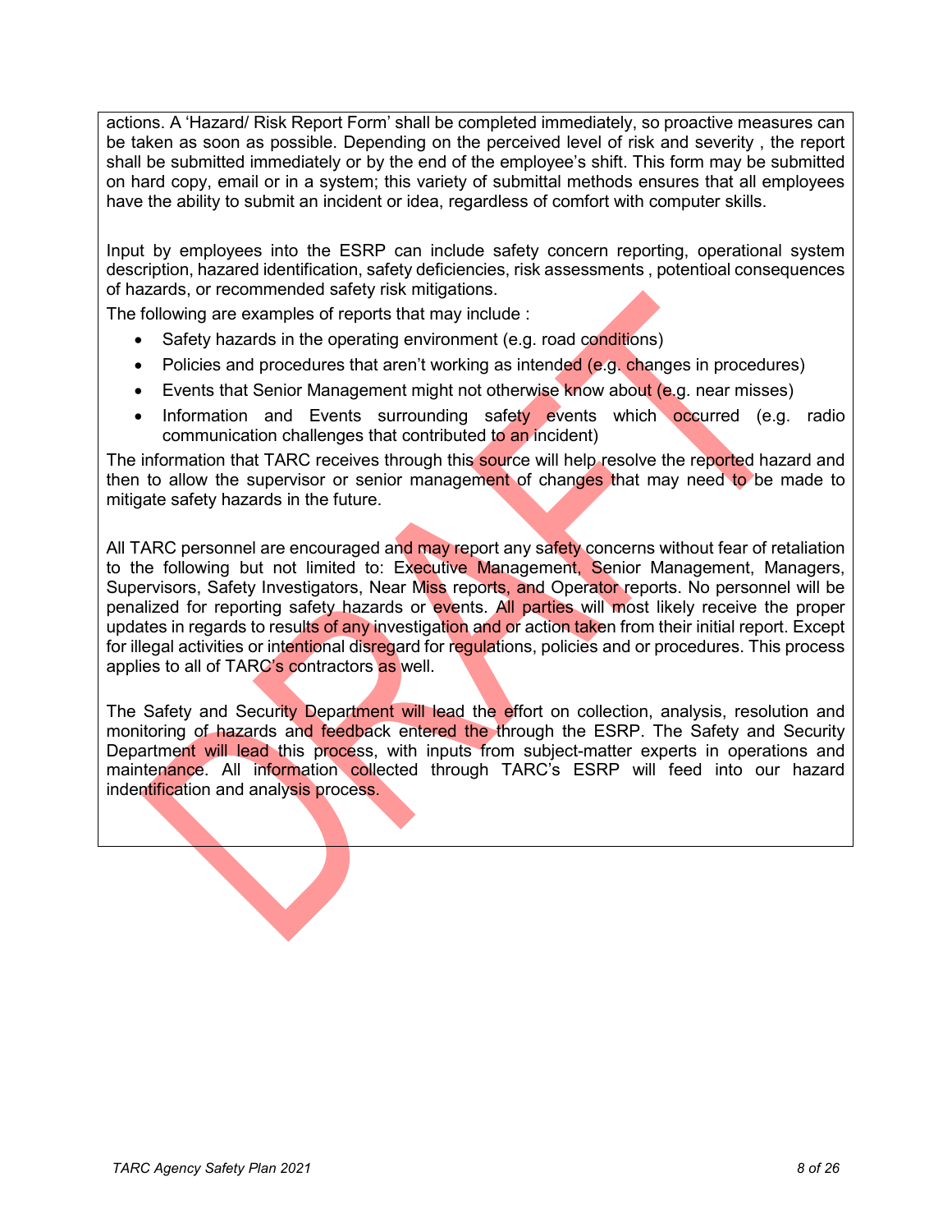actions. A ‘Hazard/ Risk Report Form’ shall be completed immediately, so proactive measures can be taken as soon as possible. Depending on the perceived level of risk and severity , the report shall be submitted immediately or by the end of the employee’s shift. This form may be submitted on hard copy, email or in a system; this variety of submittal methods ensures that all employees have the ability to submit an incident or idea, regardless of comfort with computer skills.

Input by employees into the ESRP can include safety concern reporting, operational system description, hazared identification, safety deficiencies, risk assessments , potentioal consequences of hazards, or recommended safety risk mitigations.

The following are examples of reports that may include :

- Safety hazards in the operating environment (e.g. road conditions)
- Policies and procedures that aren’t working as intended (e.g. changes in procedures)
- Events that Senior Management might not otherwise know about (e.g. near misses)
- Information and Events surrounding safety events which occurred (e.g. radio communication challenges that contributed to an incident)

The information that TARC receives through this source will help resolve the reported hazard and then to allow the supervisor or senior management of changes that may need to be made to mitigate safety hazards in the future.

All TARC personnel are encouraged and may report any safety concerns without fear of retaliation to the following but not limited to: Executive Management, Senior Management, Managers, Supervisors, Safety Investigators, Near Miss reports, and Operator reports. No personnel will be penalized for reporting safety hazards or events. All parties will most likely receive the proper updates in regards to results of any investigation and or action taken from their initial report. Except for illegal activities or intentional disregard for regulations, policies and or procedures. This process applies to all of TARC’s contractors as well.

The Safety and Security Department will lead the effort on collection, analysis, resolution and monitoring of hazards and feedback entered the through the ESRP. The Safety and Security Department will lead this process, with inputs from subject-matter experts in operations and maintenance. All information collected through TARC’s ESRP will feed into our hazard indentification and analysis process.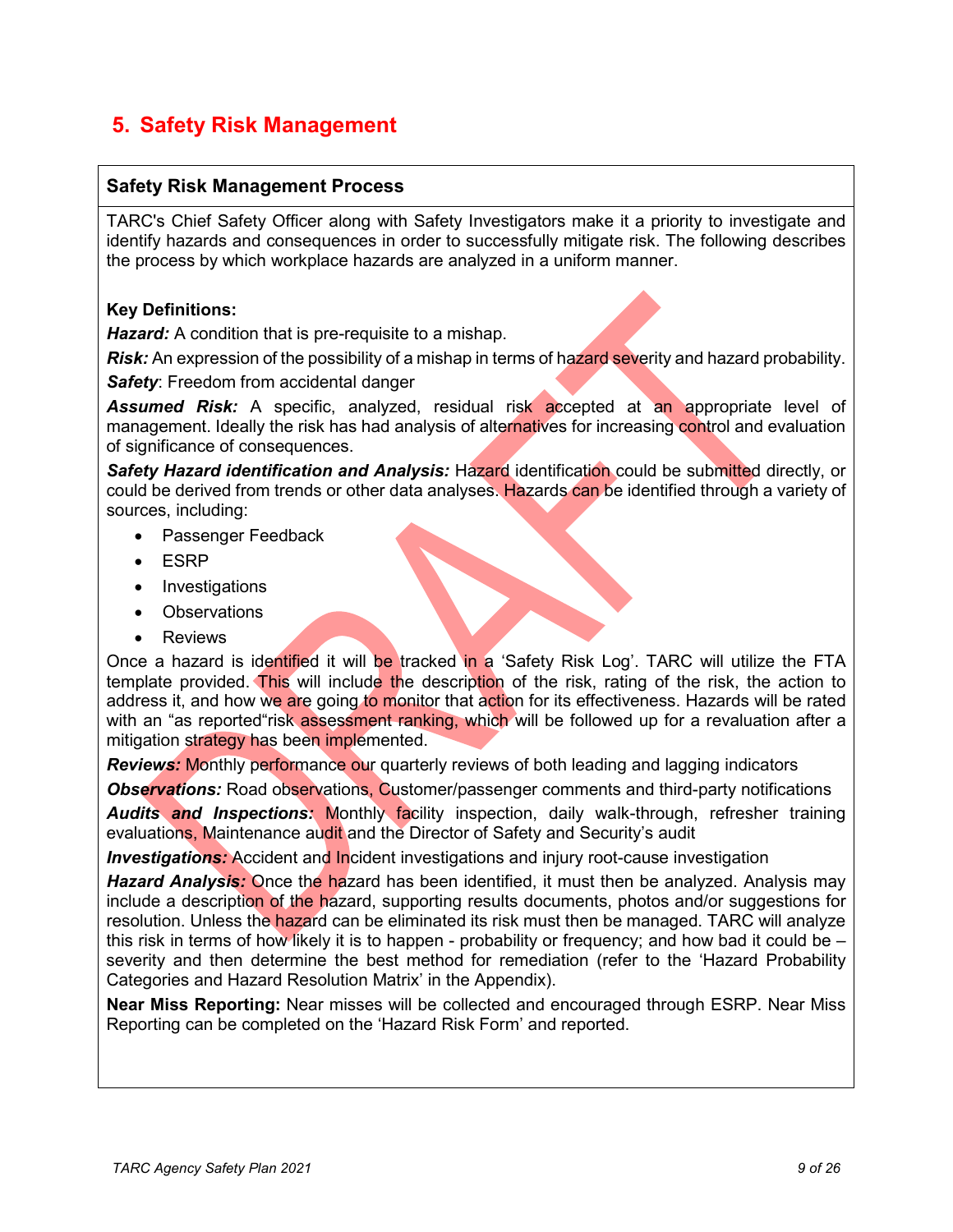# 5. Safety Risk Management

## Safety Risk Management Process

TARC's Chief Safety Officer along with Safety Investigators make it a priority to investigate and identify hazards and consequences in order to successfully mitigate risk. The following describes the process by which workplace hazards are analyzed in a uniform manner.

**Key Definitions:**

***Hazard:*** A condition that is pre-requisite to a mishap.

***Risk:*** An expression of the possibility of a mishap in terms of hazard severity and hazard probability.

***Safety***: Freedom from accidental danger

***Assumed Risk:*** A specific, analyzed, residual risk accepted at an appropriate level of management. Ideally the risk has had analysis of alternatives for increasing control and evaluation of significance of consequences.

***Safety Hazard identification and Analysis:*** Hazard identification could be submitted directly, or could be derived from trends or other data analyses. Hazards can be identified through a variety of sources, including:

- Passenger Feedback
- ESRP
- Investigations
- Observations
- Reviews

Once a hazard is identified it will be tracked in a 'Safety Risk Log'. TARC will utilize the FTA template provided. This will include the description of the risk, rating of the risk, the action to address it, and how we are going to monitor that action for its effectiveness. Hazards will be rated with an "as reported"risk assessment ranking, which will be followed up for a revaluation after a mitigation strategy has been implemented.

***Reviews:*** Monthly performance our quarterly reviews of both leading and lagging indicators

***Observations:*** Road observations, Customer/passenger comments and third-party notifications

***Audits and Inspections:*** Monthly facility inspection, daily walk-through, refresher training evaluations, Maintenance audit and the Director of Safety and Security's audit

***Investigations:*** Accident and Incident investigations and injury root-cause investigation

***Hazard Analysis:*** Once the hazard has been identified, it must then be analyzed. Analysis may include a description of the hazard, supporting results documents, photos and/or suggestions for resolution. Unless the hazard can be eliminated its risk must then be managed. TARC will analyze this risk in terms of how likely it is to happen - probability or frequency; and how bad it could be – severity and then determine the best method for remediation (refer to the 'Hazard Probability Categories and Hazard Resolution Matrix' in the Appendix).

**Near Miss Reporting:** Near misses will be collected and encouraged through ESRP. Near Miss Reporting can be completed on the 'Hazard Risk Form' and reported.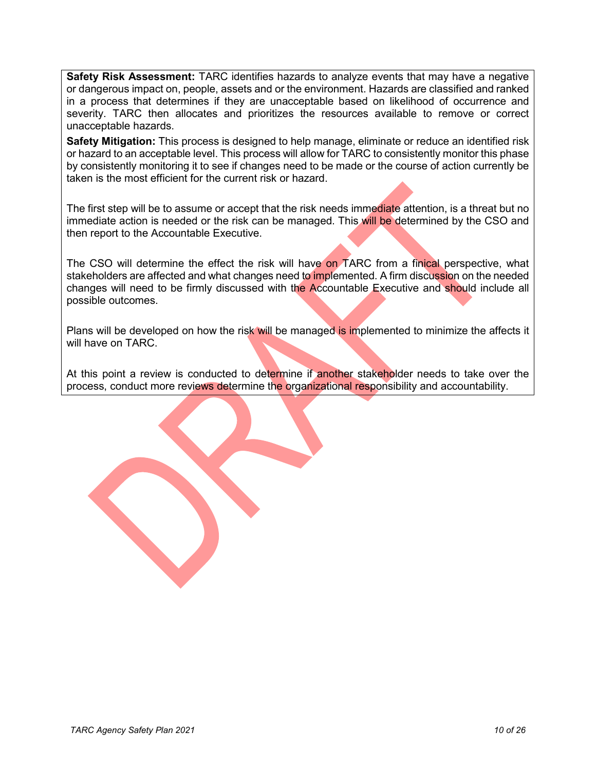**Safety Risk Assessment:** TARC identifies hazards to analyze events that may have a negative or dangerous impact on, people, assets and or the environment. Hazards are classified and ranked in a process that determines if they are unacceptable based on likelihood of occurrence and severity. TARC then allocates and prioritizes the resources available to remove or correct unacceptable hazards.

**Safety Mitigation:** This process is designed to help manage, eliminate or reduce an identified risk or hazard to an acceptable level. This process will allow for TARC to consistently monitor this phase by consistently monitoring it to see if changes need to be made or the course of action currently be taken is the most efficient for the current risk or hazard.

The first step will be to assume or accept that the risk needs immediate attention, is a threat but no immediate action is needed or the risk can be managed. This will be determined by the CSO and then report to the Accountable Executive.

The CSO will determine the effect the risk will have on TARC from a finical perspective, what stakeholders are affected and what changes need to implemented. A firm discussion on the needed changes will need to be firmly discussed with the Accountable Executive and should include all possible outcomes.

Plans will be developed on how the risk will be managed is implemented to minimize the affects it will have on TARC.

At this point a review is conducted to determine if another stakeholder needs to take over the process, conduct more reviews determine the organizational responsibility and accountability.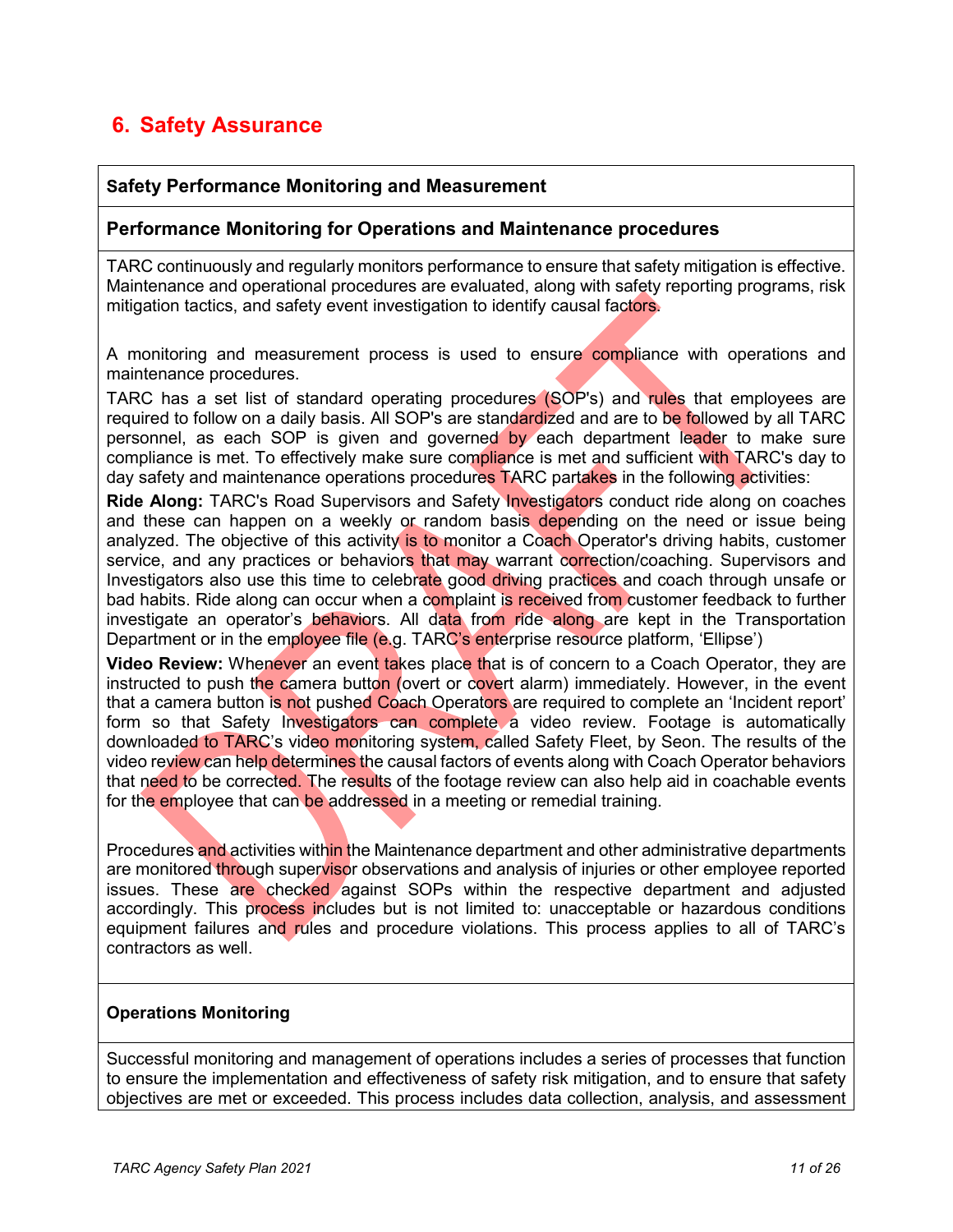# 6. Safety Assurance

## Safety Performance Monitoring and Measurement

### Performance Monitoring for Operations and Maintenance procedures

TARC continuously and regularly monitors performance to ensure that safety mitigation is effective. Maintenance and operational procedures are evaluated, along with safety reporting programs, risk mitigation tactics, and safety event investigation to identify causal factors.

A monitoring and measurement process is used to ensure compliance with operations and maintenance procedures.

TARC has a set list of standard operating procedures (SOP's) and rules that employees are required to follow on a daily basis. All SOP's are standardized and are to be followed by all TARC personnel, as each SOP is given and governed by each department leader to make sure compliance is met. To effectively make sure compliance is met and sufficient with TARC's day to day safety and maintenance operations procedures TARC partakes in the following activities:

**Ride Along:** TARC's Road Supervisors and Safety Investigators conduct ride along on coaches and these can happen on a weekly or random basis depending on the need or issue being analyzed. The objective of this activity is to monitor a Coach Operator's driving habits, customer service, and any practices or behaviors that may warrant correction/coaching. Supervisors and Investigators also use this time to celebrate good driving practices and coach through unsafe or bad habits. Ride along can occur when a complaint is received from customer feedback to further investigate an operator's behaviors. All data from ride along are kept in the Transportation Department or in the employee file (e.g. TARC's enterprise resource platform, 'Ellipse')

**Video Review:** Whenever an event takes place that is of concern to a Coach Operator, they are instructed to push the camera button (overt or covert alarm) immediately. However, in the event that a camera button is not pushed Coach Operators are required to complete an 'Incident report' form so that Safety Investigators can complete a video review. Footage is automatically downloaded to TARC's video monitoring system, called Safety Fleet, by Seon. The results of the video review can help determines the causal factors of events along with Coach Operator behaviors that need to be corrected. The results of the footage review can also help aid in coachable events for the employee that can be addressed in a meeting or remedial training.

Procedures and activities within the Maintenance department and other administrative departments are monitored through supervisor observations and analysis of injuries or other employee reported issues. These are checked against SOPs within the respective department and adjusted accordingly. This process includes but is not limited to: unacceptable or hazardous conditions equipment failures and rules and procedure violations. This process applies to all of TARC's contractors as well.

### Operations Monitoring

Successful monitoring and management of operations includes a series of processes that function to ensure the implementation and effectiveness of safety risk mitigation, and to ensure that safety objectives are met or exceeded. This process includes data collection, analysis, and assessment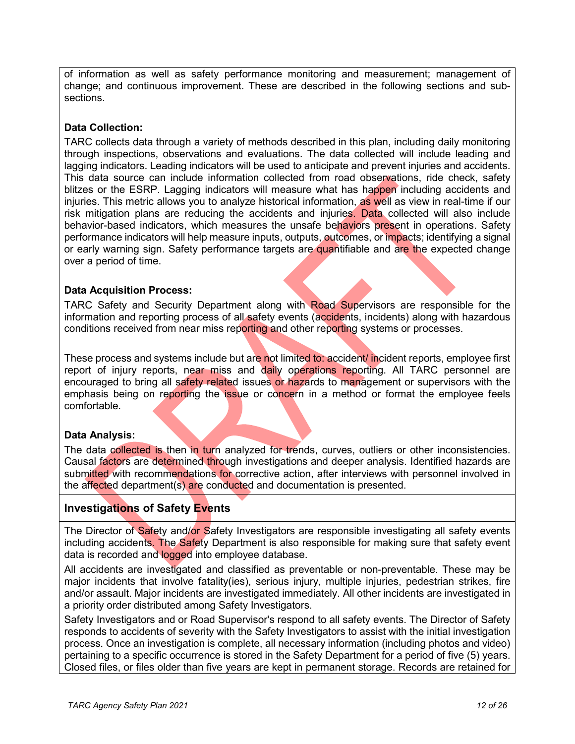of information as well as safety performance monitoring and measurement; management of change; and continuous improvement. These are described in the following sections and sub-sections.

**Data Collection:**

TARC collects data through a variety of methods described in this plan, including daily monitoring through inspections, observations and evaluations. The data collected will include leading and lagging indicators. Leading indicators will be used to anticipate and prevent injuries and accidents. This data source can include information collected from road observations, ride check, safety blitzes or the ESRP. Lagging indicators will measure what has happen including accidents and injuries. This metric allows you to analyze historical information, as well as view in real-time if our risk mitigation plans are reducing the accidents and injuries. Data collected will also include behavior-based indicators, which measures the unsafe behaviors present in operations. Safety performance indicators will help measure inputs, outputs, outcomes, or impacts; identifying a signal or early warning sign. Safety performance targets are quantifiable and are the expected change over a period of time.

**Data Acquisition Process:**

TARC Safety and Security Department along with Road Supervisors are responsible for the information and reporting process of all safety events (accidents, incidents) along with hazardous conditions received from near miss reporting and other reporting systems or processes.

These process and systems include but are not limited to: accident/ incident reports, employee first report of injury reports, near miss and daily operations reporting. All TARC personnel are encouraged to bring all safety related issues or hazards to management or supervisors with the emphasis being on reporting the issue or concern in a method or format the employee feels comfortable.

**Data Analysis:**

The data collected is then in turn analyzed for trends, curves, outliers or other inconsistencies. Causal factors are determined through investigations and deeper analysis. Identified hazards are submitted with recommendations for corrective action, after interviews with personnel involved in the affected department(s) are conducted and documentation is presented.

## Investigations of Safety Events

The Director of Safety and/or Safety Investigators are responsible investigating all safety events including accidents. The Safety Department is also responsible for making sure that safety event data is recorded and logged into employee database.

All accidents are investigated and classified as preventable or non-preventable. These may be major incidents that involve fatality(ies), serious injury, multiple injuries, pedestrian strikes, fire and/or assault. Major incidents are investigated immediately. All other incidents are investigated in a priority order distributed among Safety Investigators.

Safety Investigators and or Road Supervisor's respond to all safety events. The Director of Safety responds to accidents of severity with the Safety Investigators to assist with the initial investigation process. Once an investigation is complete, all necessary information (including photos and video) pertaining to a specific occurrence is stored in the Safety Department for a period of five (5) years. Closed files, or files older than five years are kept in permanent storage. Records are retained for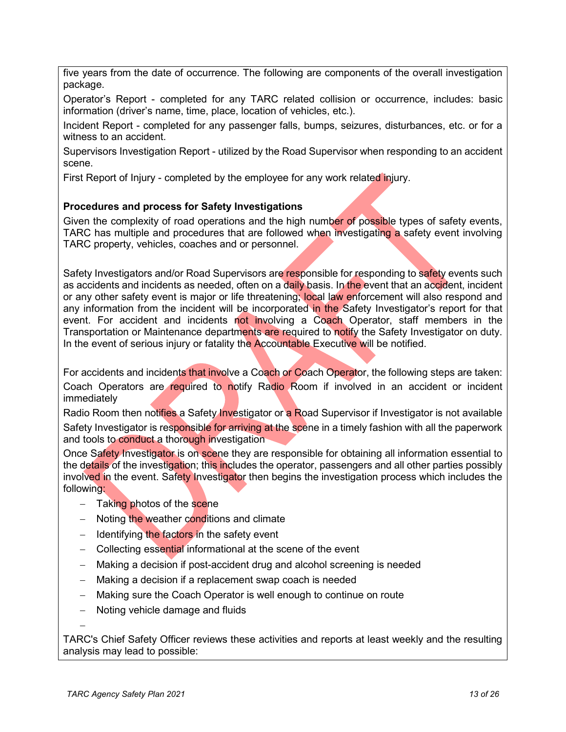five years from the date of occurrence. The following are components of the overall investigation package.

Operator's Report - completed for any TARC related collision or occurrence, includes: basic information (driver's name, time, place, location of vehicles, etc.).

Incident Report - completed for any passenger falls, bumps, seizures, disturbances, etc. or for a witness to an accident.

Supervisors Investigation Report - utilized by the Road Supervisor when responding to an accident scene.

First Report of Injury - completed by the employee for any work related injury.

**Procedures and process for Safety Investigations**

Given the complexity of road operations and the high number of possible types of safety events, TARC has multiple and procedures that are followed when investigating a safety event involving TARC property, vehicles, coaches and or personnel.

Safety Investigators and/or Road Supervisors are responsible for responding to safety events such as accidents and incidents as needed, often on a daily basis. In the event that an accident, incident or any other safety event is major or life threatening; local law enforcement will also respond and any information from the incident will be incorporated in the Safety Investigator's report for that event. For accident and incidents not involving a Coach Operator, staff members in the Transportation or Maintenance departments are required to notify the Safety Investigator on duty. In the event of serious injury or fatality the Accountable Executive will be notified.

For accidents and incidents that involve a Coach or Coach Operator, the following steps are taken:

Coach Operators are required to notify Radio Room if involved in an accident or incident immediately

Radio Room then notifies a Safety Investigator or a Road Supervisor if Investigator is not available

Safety Investigator is responsible for arriving at the scene in a timely fashion with all the paperwork and tools to conduct a thorough investigation

Once Safety Investigator is on scene they are responsible for obtaining all information essential to the details of the investigation; this includes the operator, passengers and all other parties possibly involved in the event. Safety Investigator then begins the investigation process which includes the following:

- Taking photos of the scene
- Noting the weather conditions and climate
- Identifying the factors in the safety event
- Collecting essential informational at the scene of the event
- Making a decision if post-accident drug and alcohol screening is needed
- Making a decision if a replacement swap coach is needed
- Making sure the Coach Operator is well enough to continue on route
- Noting vehicle damage and fluids
-

TARC's Chief Safety Officer reviews these activities and reports at least weekly and the resulting analysis may lead to possible: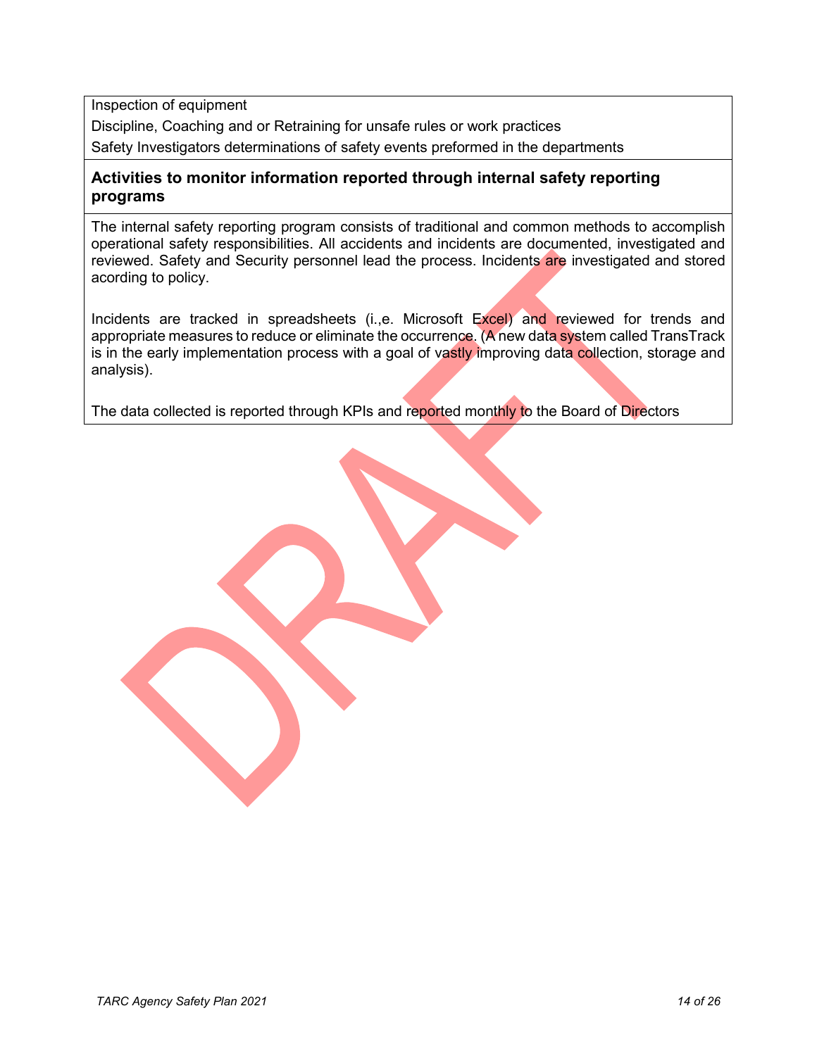Inspection of equipment

Discipline, Coaching and or Retraining for unsafe rules or work practices

Safety Investigators determinations of safety events preformed in the departments

**Activities to monitor information reported through internal safety reporting programs**

The internal safety reporting program consists of traditional and common methods to accomplish operational safety responsibilities. All accidents and incidents are documented, investigated and reviewed. Safety and Security personnel lead the process. Incidents are investigated and stored acording to policy.

Incidents are tracked in spreadsheets (i.,e. Microsoft Excel) and reviewed for trends and appropriate measures to reduce or eliminate the occurrence. (A new data system called TransTrack is in the early implementation process with a goal of vastly improving data collection, storage and analysis).

The data collected is reported through KPIs and reported monthly to the Board of Directors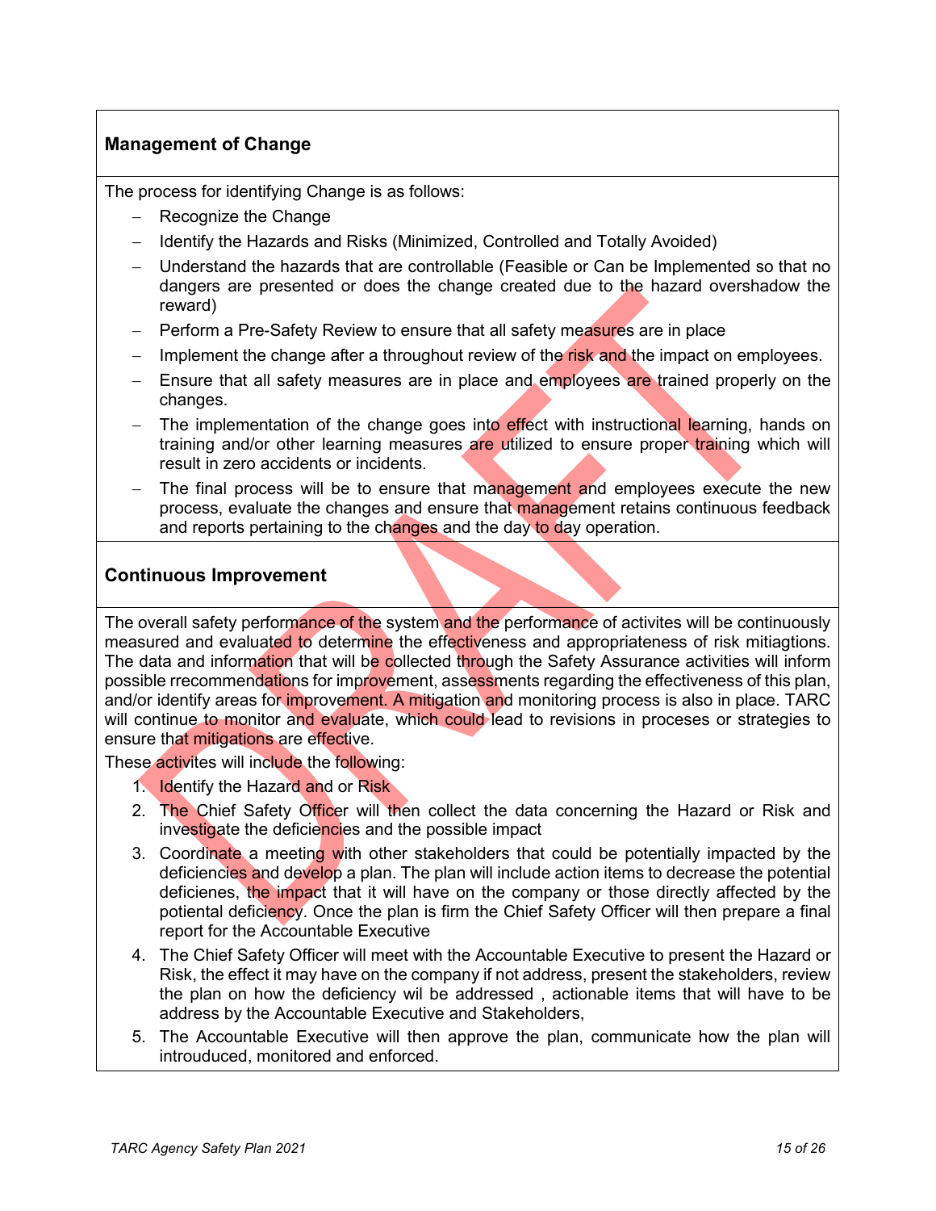## Management of Change

The process for identifying Change is as follows:

- Recognize the Change
- Identify the Hazards and Risks (Minimized, Controlled and Totally Avoided)
- Understand the hazards that are controllable (Feasible or Can be Implemented so that no dangers are presented or does the change created due to the hazard overshadow the reward)
- Perform a Pre-Safety Review to ensure that all safety measures are in place
- Implement the change after a throughout review of the risk and the impact on employees.
- Ensure that all safety measures are in place and employees are trained properly on the changes.
- The implementation of the change goes into effect with instructional learning, hands on training and/or other learning measures are utilized to ensure proper training which will result in zero accidents or incidents.
- The final process will be to ensure that management and employees execute the new process, evaluate the changes and ensure that management retains continuous feedback and reports pertaining to the changes and the day to day operation.

## Continuous Improvement

The overall safety performance of the system and the performance of activites will be continuously measured and evaluated to determine the effectiveness and appropriateness of risk mitiagtions. The data and information that will be collected through the Safety Assurance activities will inform possible rrecommendations for improvement, assessments regarding the effectiveness of this plan, and/or identify areas for improvement. A mitigation and monitoring process is also in place. TARC will continue to monitor and evaluate, which could lead to revisions in proceses or strategies to ensure that mitigations are effective.

These activites will include the following:

1. Identify the Hazard and or Risk
2. The Chief Safety Officer will then collect the data concerning the Hazard or Risk and investigate the deficiencies and the possible impact
3. Coordinate a meeting with other stakeholders that could be potentially impacted by the deficiencies and develop a plan. The plan will include action items to decrease the potential deficienes, the impact that it will have on the company or those directly affected by the potiental deficiency. Once the plan is firm the Chief Safety Officer will then prepare a final report for the Accountable Executive
4. The Chief Safety Officer will meet with the Accountable Executive to present the Hazard or Risk, the effect it may have on the company if not address, present the stakeholders, review the plan on how the deficiency wil be addressed , actionable items that will have to be address by the Accountable Executive and Stakeholders,
5. The Accountable Executive will then approve the plan, communicate how the plan will introuduced, monitored and enforced.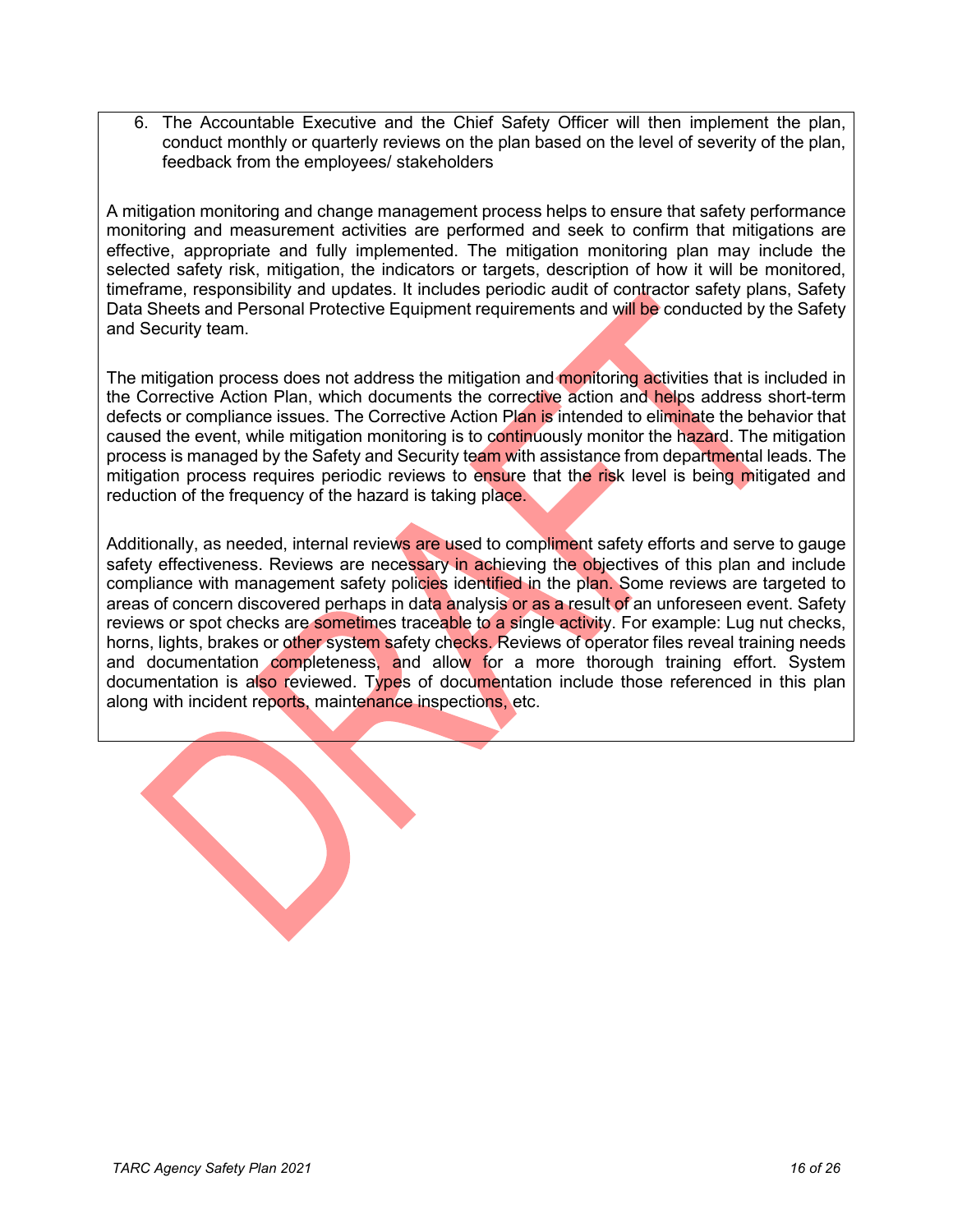6. The Accountable Executive and the Chief Safety Officer will then implement the plan, conduct monthly or quarterly reviews on the plan based on the level of severity of the plan, feedback from the employees/ stakeholders

A mitigation monitoring and change management process helps to ensure that safety performance monitoring and measurement activities are performed and seek to confirm that mitigations are effective, appropriate and fully implemented. The mitigation monitoring plan may include the selected safety risk, mitigation, the indicators or targets, description of how it will be monitored, timeframe, responsibility and updates. It includes periodic audit of contractor safety plans, Safety Data Sheets and Personal Protective Equipment requirements and will be conducted by the Safety and Security team.

The mitigation process does not address the mitigation and monitoring activities that is included in the Corrective Action Plan, which documents the corrective action and helps address short-term defects or compliance issues. The Corrective Action Plan is intended to eliminate the behavior that caused the event, while mitigation monitoring is to continuously monitor the hazard. The mitigation process is managed by the Safety and Security team with assistance from departmental leads. The mitigation process requires periodic reviews to ensure that the risk level is being mitigated and reduction of the frequency of the hazard is taking place.

Additionally, as needed, internal reviews are used to compliment safety efforts and serve to gauge safety effectiveness. Reviews are necessary in achieving the objectives of this plan and include compliance with management safety policies identified in the plan. Some reviews are targeted to areas of concern discovered perhaps in data analysis or as a result of an unforeseen event. Safety reviews or spot checks are sometimes traceable to a single activity. For example: Lug nut checks, horns, lights, brakes or other system safety checks. Reviews of operator files reveal training needs and documentation completeness, and allow for a more thorough training effort. System documentation is also reviewed. Types of documentation include those referenced in this plan along with incident reports, maintenance inspections, etc.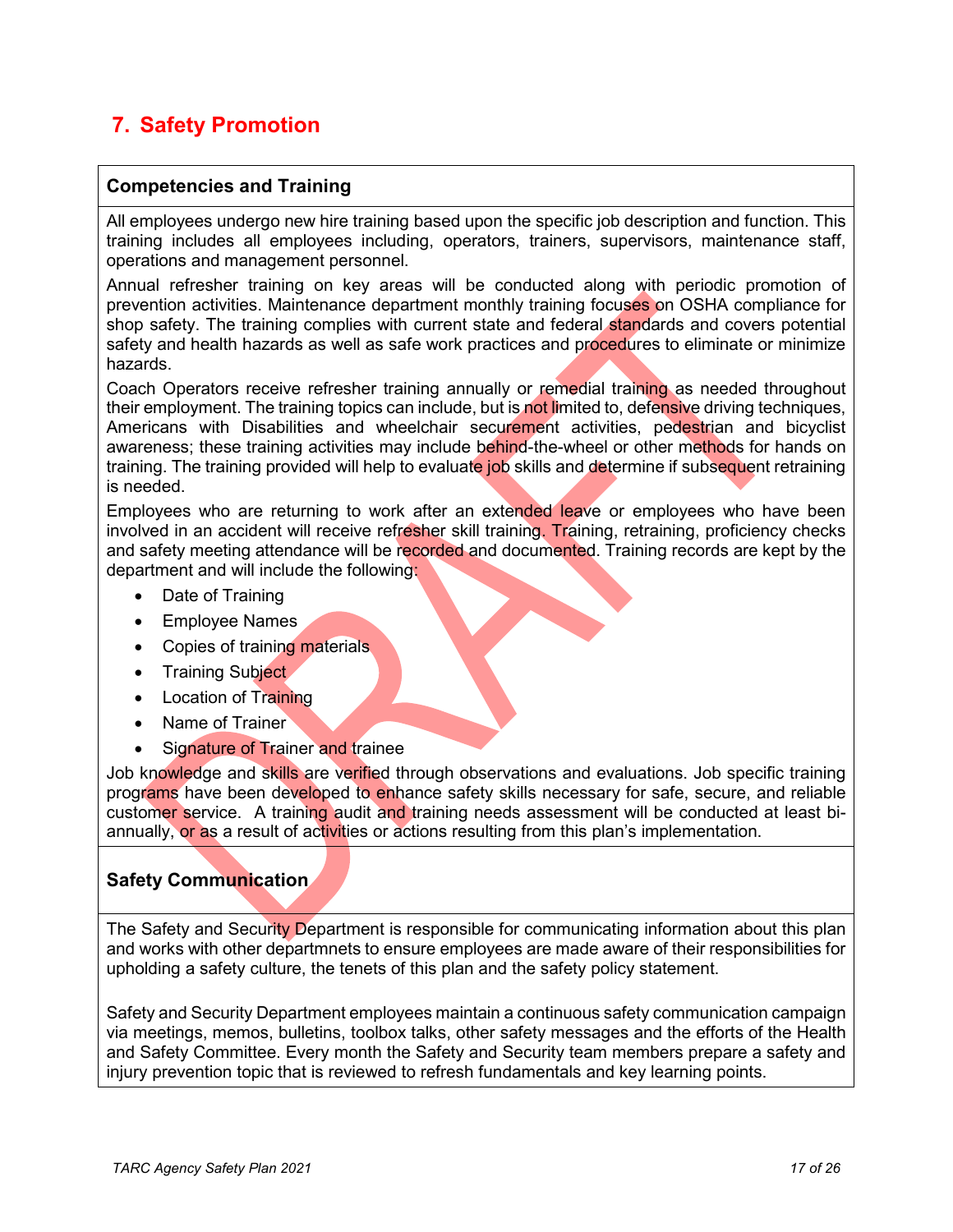## 7. Safety Promotion

### Competencies and Training

All employees undergo new hire training based upon the specific job description and function. This training includes all employees including, operators, trainers, supervisors, maintenance staff, operations and management personnel.

Annual refresher training on key areas will be conducted along with periodic promotion of prevention activities. Maintenance department monthly training focuses on OSHA compliance for shop safety. The training complies with current state and federal standards and covers potential safety and health hazards as well as safe work practices and procedures to eliminate or minimize hazards.

Coach Operators receive refresher training annually or remedial training as needed throughout their employment. The training topics can include, but is not limited to, defensive driving techniques, Americans with Disabilities and wheelchair securement activities, pedestrian and bicyclist awareness; these training activities may include behind-the-wheel or other methods for hands on training. The training provided will help to evaluate job skills and determine if subsequent retraining is needed.

Employees who are returning to work after an extended leave or employees who have been involved in an accident will receive refresher skill training. Training, retraining, proficiency checks and safety meeting attendance will be recorded and documented. Training records are kept by the department and will include the following:

- Date of Training
- Employee Names
- Copies of training materials
- Training Subject
- Location of Training
- Name of Trainer
- Signature of Trainer and trainee

Job knowledge and skills are verified through observations and evaluations. Job specific training programs have been developed to enhance safety skills necessary for safe, secure, and reliable customer service. A training audit and training needs assessment will be conducted at least bi-annually, or as a result of activities or actions resulting from this plan's implementation.

### Safety Communication

The Safety and Security Department is responsible for communicating information about this plan and works with other departmnets to ensure employees are made aware of their responsibilities for upholding a safety culture, the tenets of this plan and the safety policy statement.

Safety and Security Department employees maintain a continuous safety communication campaign via meetings, memos, bulletins, toolbox talks, other safety messages and the efforts of the Health and Safety Committee. Every month the Safety and Security team members prepare a safety and injury prevention topic that is reviewed to refresh fundamentals and key learning points.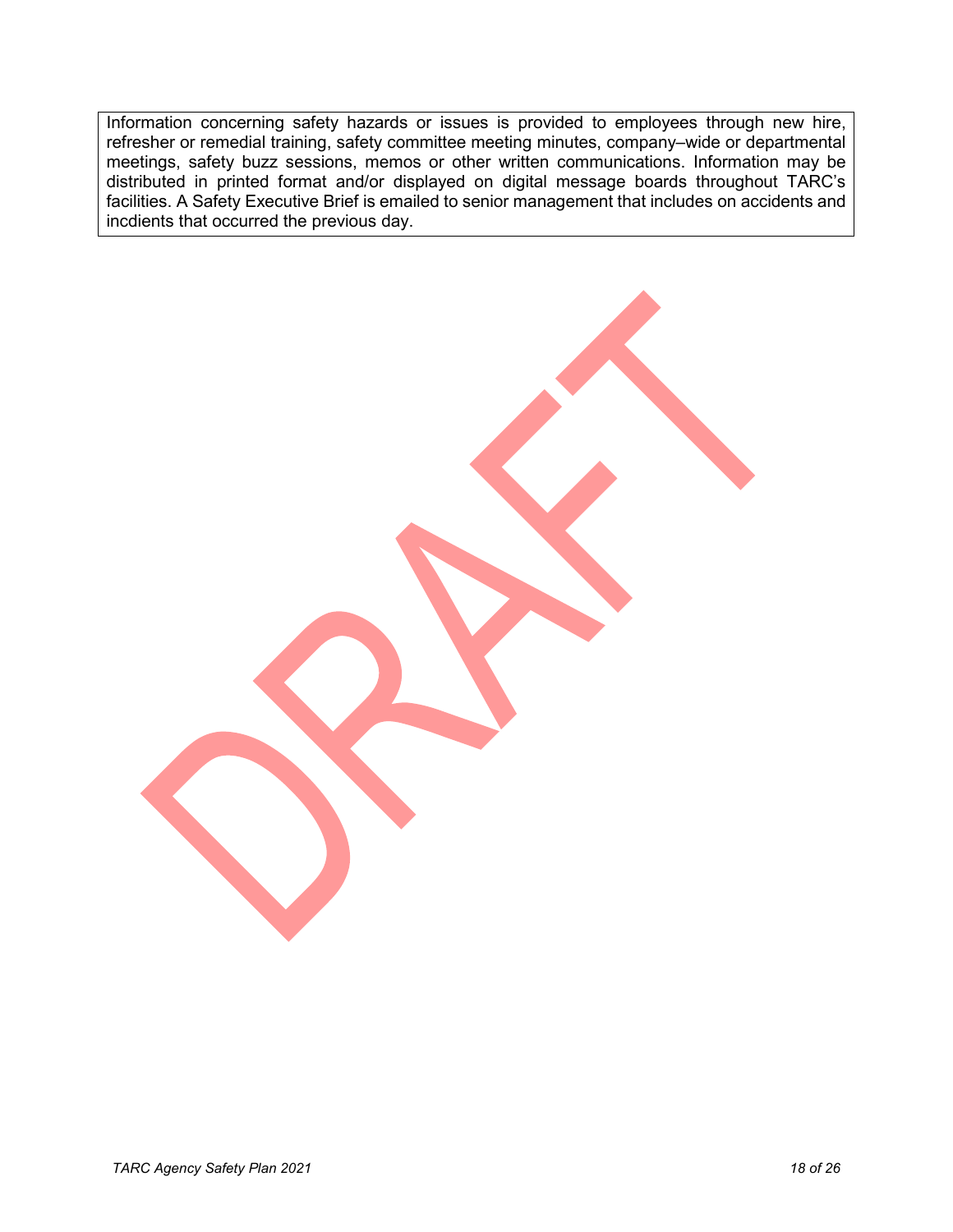Information concerning safety hazards or issues is provided to employees through new hire, refresher or remedial training, safety committee meeting minutes, company–wide or departmental meetings, safety buzz sessions, memos or other written communications. Information may be distributed in printed format and/or displayed on digital message boards throughout TARC's facilities. A Safety Executive Brief is emailed to senior management that includes on accidents and incdients that occurred the previous day.

DRAFT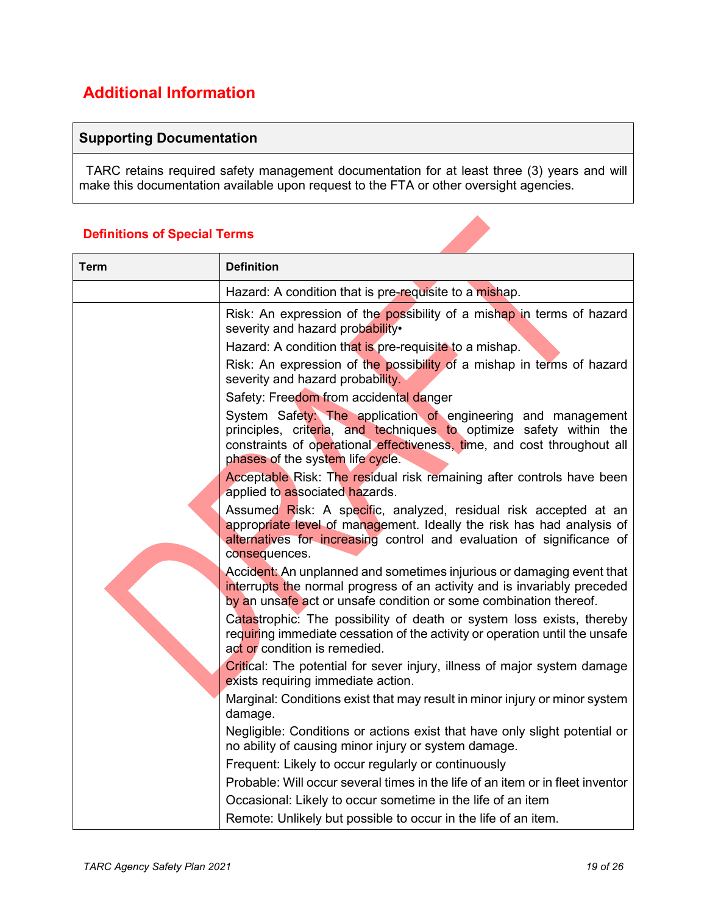## Additional Information

| Supporting Documentation |
|---|
| TARC retains required safety management documentation for at least three (3) years and will make this documentation available upon request to the FTA or other oversight agencies. |

### Definitions of Special Terms

| Term | Definition |
|---|---|
| | Hazard: A condition that is pre-requisite to a mishap. |
| | Risk: An expression of the possibility of a mishap in terms of hazard severity and hazard probability•<br>Hazard: A condition that is pre-requisite to a mishap.<br>Risk: An expression of the possibility of a mishap in terms of hazard severity and hazard probability.<br>Safety: Freedom from accidental danger<br>System Safety: The application of engineering and management principles, criteria, and techniques to optimize safety within the constraints of operational effectiveness, time, and cost throughout all phases of the system life cycle.<br>Acceptable Risk: The residual risk remaining after controls have been applied to associated hazards.<br>Assumed Risk: A specific, analyzed, residual risk accepted at an appropriate level of management. Ideally the risk has had analysis of alternatives for increasing control and evaluation of significance of consequences.<br>Accident: An unplanned and sometimes injurious or damaging event that interrupts the normal progress of an activity and is invariably preceded by an unsafe act or unsafe condition or some combination thereof.<br>Catastrophic: The possibility of death or system loss exists, thereby requiring immediate cessation of the activity or operation until the unsafe act or condition is remedied.<br>Critical: The potential for sever injury, illness of major system damage exists requiring immediate action.<br>Marginal: Conditions exist that may result in minor injury or minor system damage.<br>Negligible: Conditions or actions exist that have only slight potential or no ability of causing minor injury or system damage.<br>Frequent: Likely to occur regularly or continuously<br>Probable: Will occur several times in the life of an item or in fleet inventor<br>Occasional: Likely to occur sometime in the life of an item<br>Remote: Unlikely but possible to occur in the life of an item. |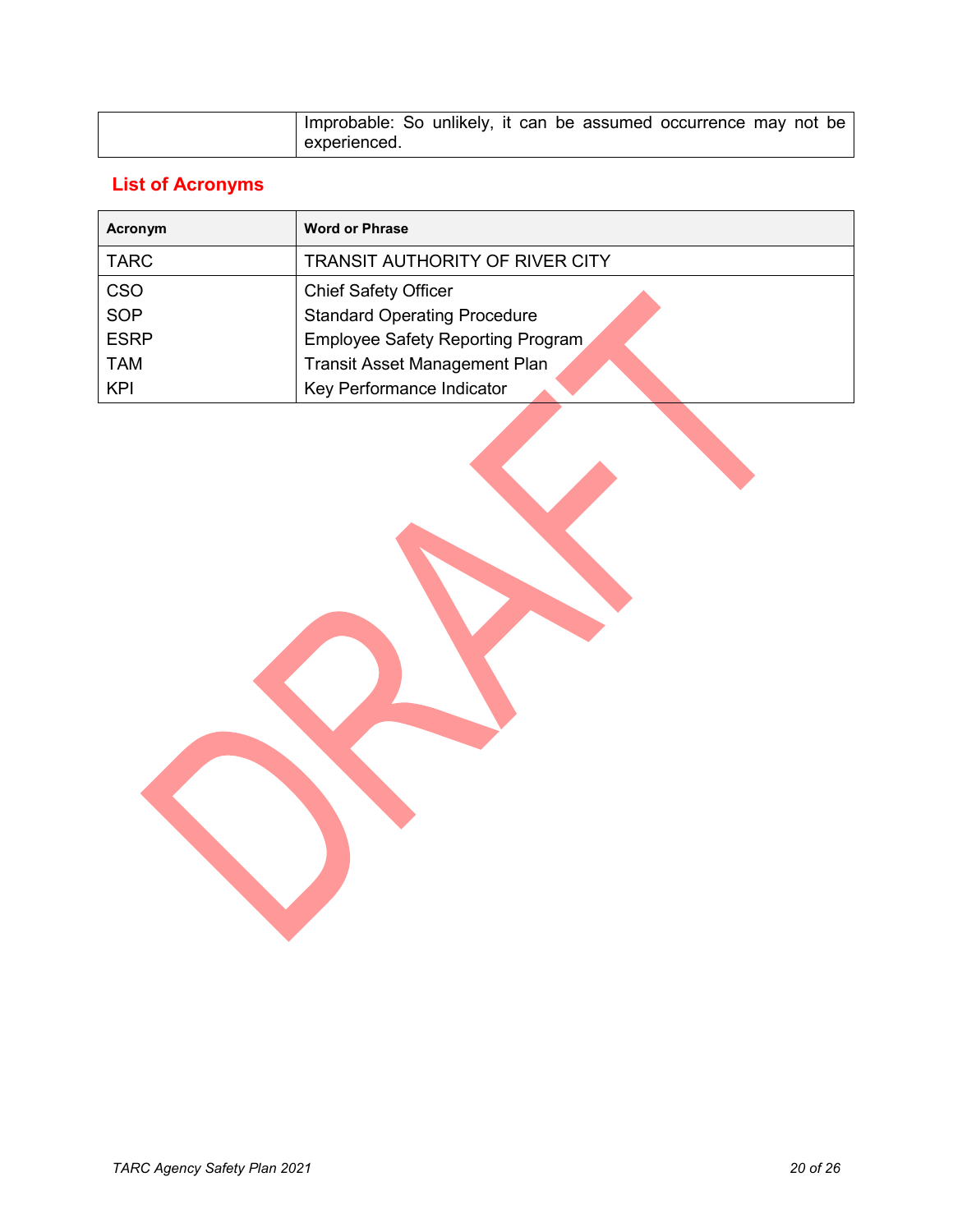| | Improbable: So unlikely, it can be assumed occurrence may not be experienced. |
|---|---|

## List of Acronyms

| Acronym | Word or Phrase |
|---|---|
| TARC | TRANSIT AUTHORITY OF RIVER CITY |
| CSO | Chief Safety Officer |
| SOP | Standard Operating Procedure |
| ESRP | Employee Safety Reporting Program |
| TAM | Transit Asset Management Plan |
| KPI | Key Performance Indicator |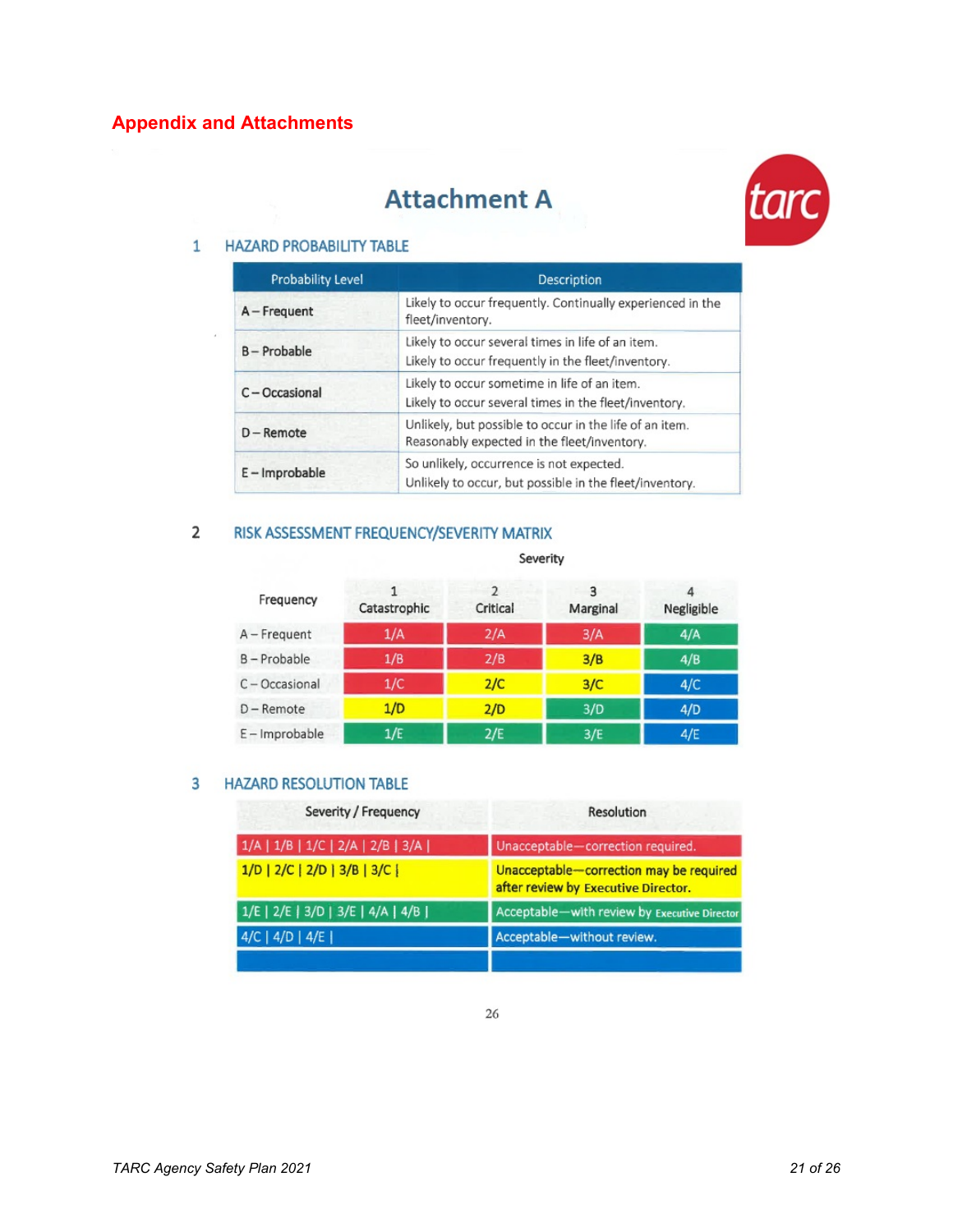## Appendix and Attachments

# Attachment A

tarc

### 1 HAZARD PROBABILITY TABLE

| Probability Level | Description |
|---|---|
| A – Frequent | Likely to occur frequently. Continually experienced in the fleet/inventory. |
| B – Probable | Likely to occur several times in life of an item. Likely to occur frequently in the fleet/inventory. |
| C – Occasional | Likely to occur sometime in life of an item. Likely to occur several times in the fleet/inventory. |
| D – Remote | Unlikely, but possible to occur in the life of an item. Reasonably expected in the fleet/inventory. |
| E – Improbable | So unlikely, occurrence is not expected. Unlikely to occur, but possible in the fleet/inventory. |

### 2 RISK ASSESSMENT FREQUENCY/SEVERITY MATRIX

| | Severity | | | |
|---|---|---|---|---|
| Frequency | 1 Catastrophic | 2 Critical | 3 Marginal | 4 Negligible |
| A – Frequent | 1/A | 2/A | 3/A | 4/A |
| B – Probable | 1/B | 2/B | 3/B | 4/B |
| C – Occasional | 1/C | 2/C | 3/C | 4/C |
| D – Remote | 1/D | 2/D | 3/D | 4/D |
| E – Improbable | 1/E | 2/E | 3/E | 4/E |

### 3 HAZARD RESOLUTION TABLE

| Severity / Frequency | Resolution |
|---|---|
| 1/A \| 1/B \| 1/C \| 2/A \| 2/B \| 3/A \| | Unacceptable—correction required. |
| 1/D \| 2/C \| 2/D \| 3/B \| 3/C \| | Unacceptable—correction may be required after review by Executive Director. |
| 1/E \| 2/E \| 3/D \| 3/E \| 4/A \| 4/B \| | Acceptable—with review by Executive Director |
| 4/C \| 4/D \| 4/E \| | Acceptable—without review. |
| | |

26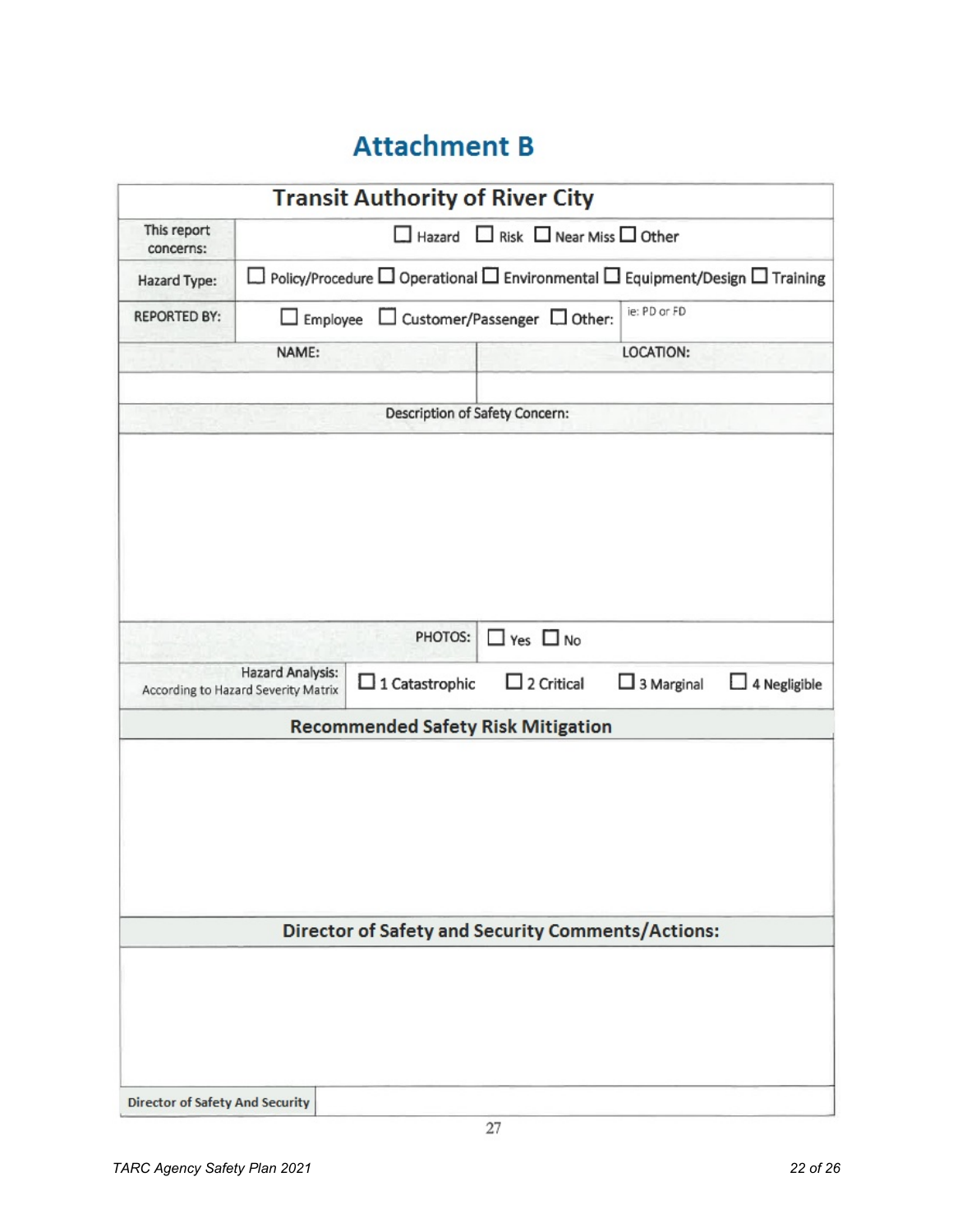# Attachment B

| Transit Authority of River City | | | |
|---|---|---|---|
| This report concerns: | ☐ Hazard ☐ Risk ☐ Near Miss ☐ Other | | |
| Hazard Type: | ☐ Policy/Procedure ☐ Operational ☐ Environmental ☐ Equipment/Design ☐ Training | | |
| REPORTED BY: | ☐ Employee ☐ Customer/Passenger ☐ Other: | ie: PD or FD | |
| NAME: | | LOCATION: | |
| | | | |
| Description of Safety Concern: | | | |
| | | | |
| PHOTOS: | ☐ Yes ☐ No | | |
| Hazard Analysis: According to Hazard Severity Matrix | ☐ 1 Catastrophic | ☐ 2 Critical | ☐ 3 Marginal ☐ 4 Negligible |
| **Recommended Safety Risk Mitigation** | | | |
| | | | |
| **Director of Safety and Security Comments/Actions:** | | | |
| | | | |
| Director of Safety And Security | | | |

27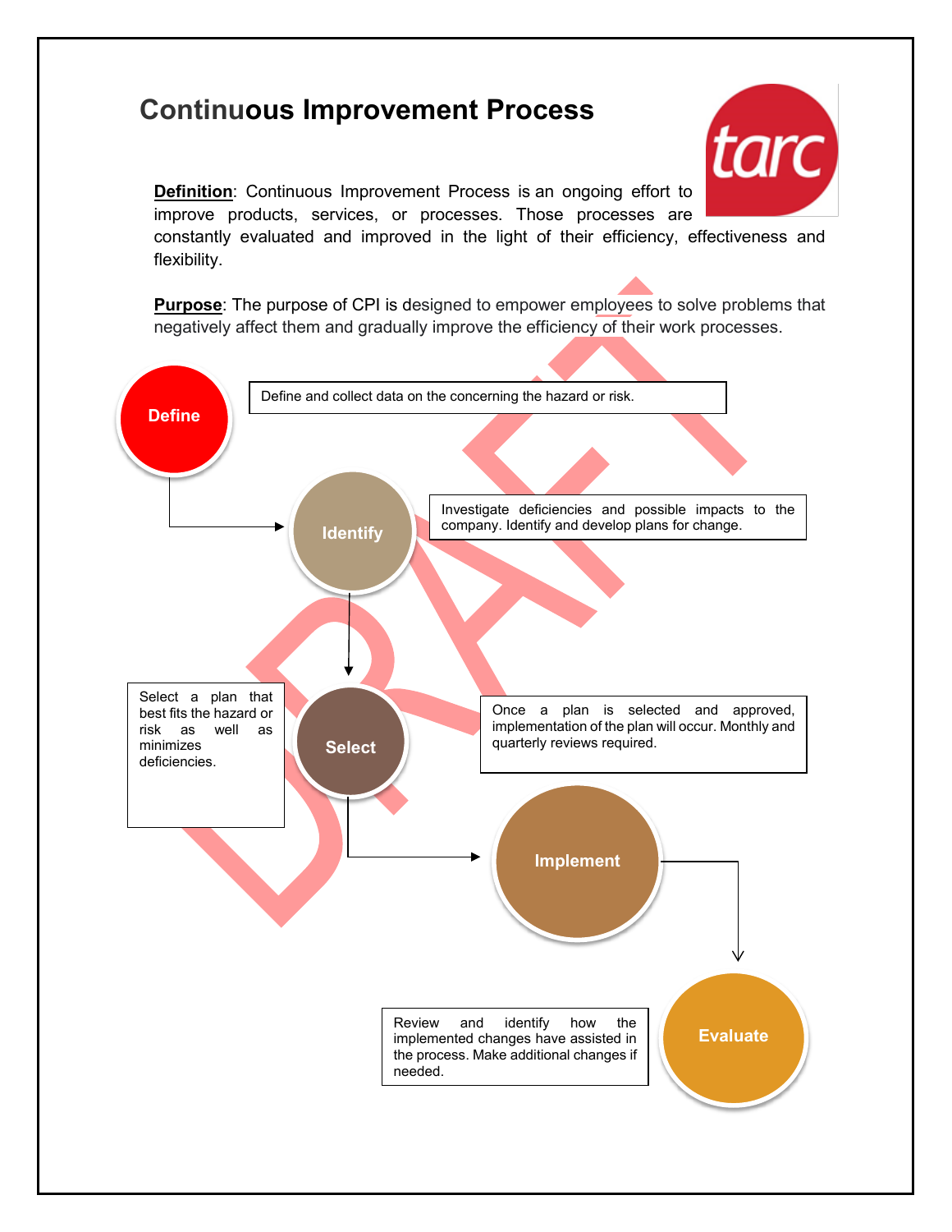# Continuous Improvement Process

**Definition**: Continuous Improvement Process is an ongoing effort to improve products, services, or processes. Those processes are constantly evaluated and improved in the light of their efficiency, effectiveness and flexibility.

**Purpose**: The purpose of CPI is designed to empower employees to solve problems that negatively affect them and gradually improve the efficiency of their work processes.

**Define**

Define and collect data on the concerning the hazard or risk.

**Identify**

Investigate deficiencies and possible impacts to the company. Identify and develop plans for change.

**Select**

Select a plan that best fits the hazard or risk as well as minimizes deficiencies.

Once a plan is selected and approved, implementation of the plan will occur. Monthly and quarterly reviews required.

**Implement**

**Evaluate**

Review and identify how the implemented changes have assisted in the process. Make additional changes if needed.

DRAFT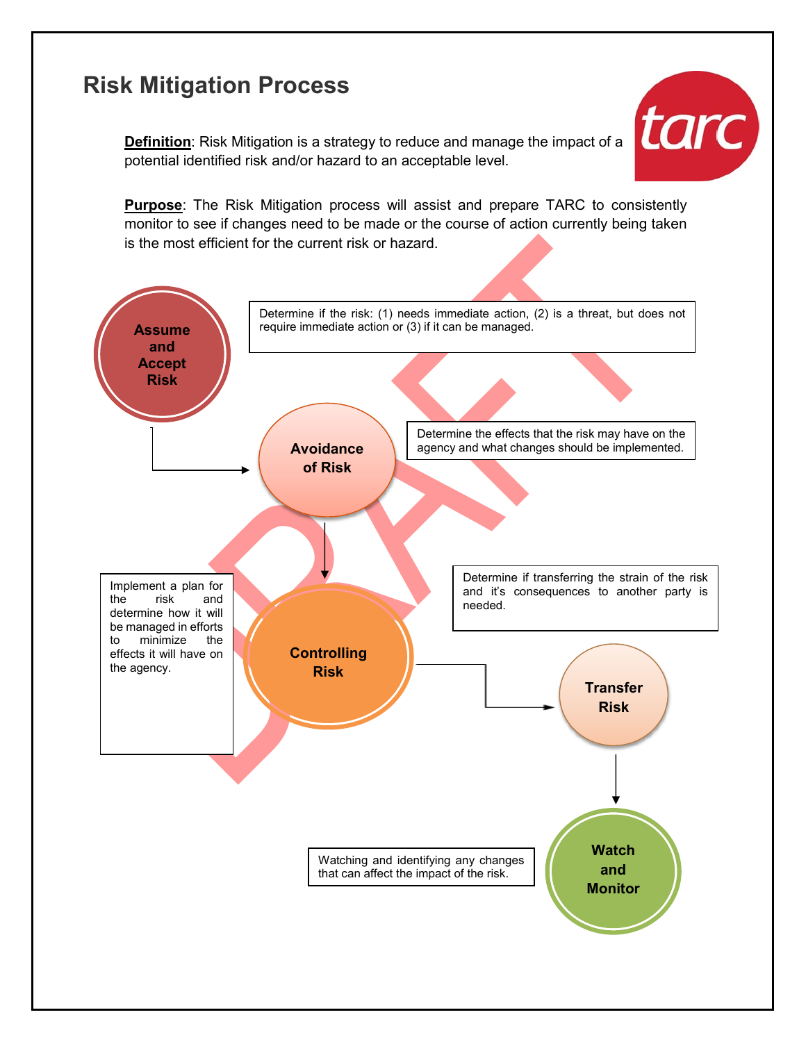# Risk Mitigation Process

**Definition**: Risk Mitigation is a strategy to reduce and manage the impact of a potential identified risk and/or hazard to an acceptable level.

**Purpose**: The Risk Mitigation process will assist and prepare TARC to consistently monitor to see if changes need to be made or the course of action currently being taken is the most efficient for the current risk or hazard.

**Assume and Accept Risk**

Determine if the risk: (1) needs immediate action, (2) is a threat, but does not require immediate action or (3) if it can be managed.

**Avoidance of Risk**

Determine the effects that the risk may have on the agency and what changes should be implemented.

**Controlling Risk**

Implement a plan for the risk and determine how it will be managed in efforts to minimize the effects it will have on the agency.

**Transfer Risk**

Determine if transferring the strain of the risk and it's consequences to another party is needed.

**Watch and Monitor**

Watching and identifying any changes that can affect the impact of the risk.

DRAFT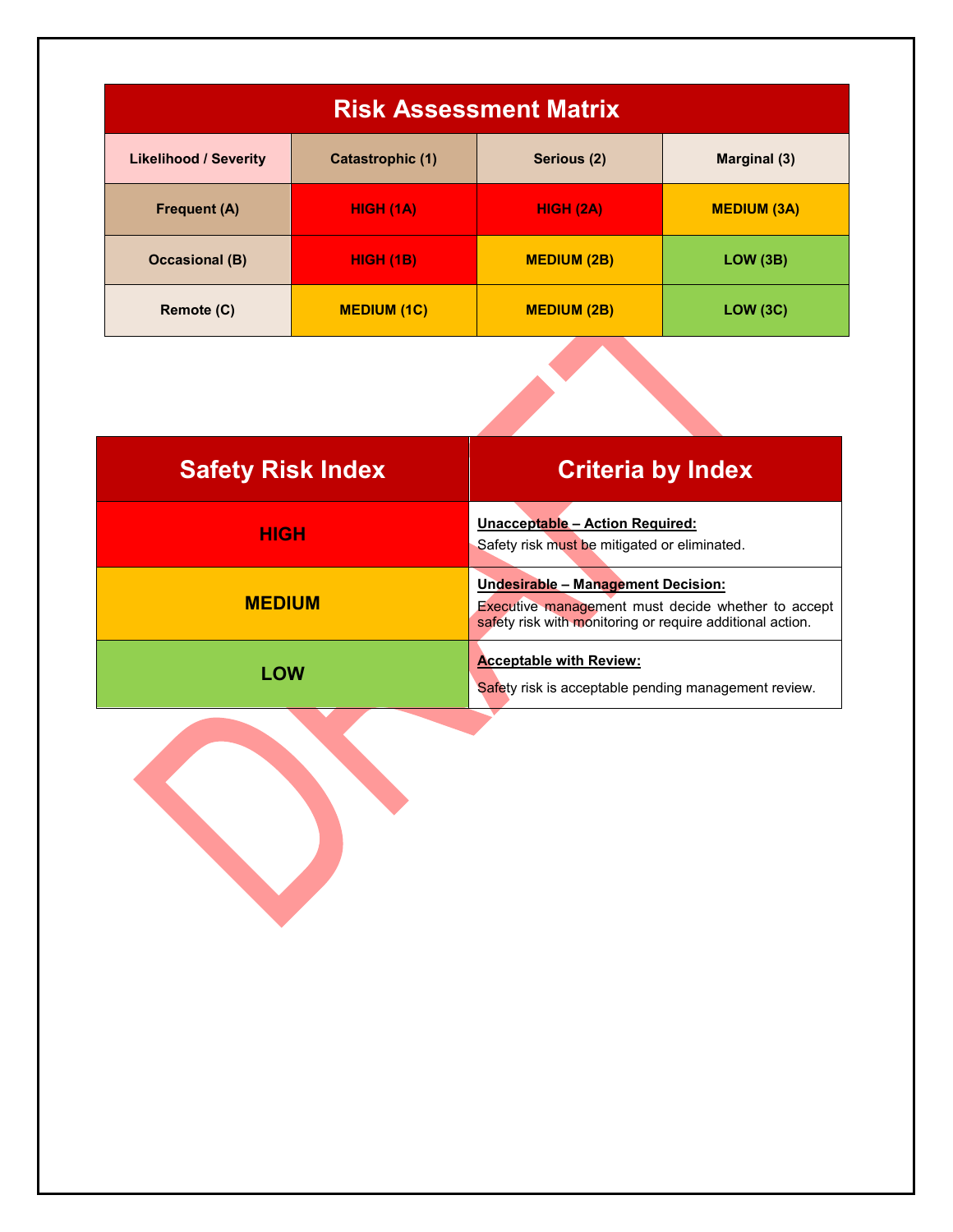| Risk Assessment Matrix | | | |
|---|---|---|---|
| Likelihood / Severity | Catastrophic (1) | Serious (2) | Marginal (3) |
| Frequent (A) | HIGH (1A) | HIGH (2A) | MEDIUM (3A) |
| Occasional (B) | HIGH (1B) | MEDIUM (2B) | LOW (3B) |
| Remote (C) | MEDIUM (1C) | MEDIUM (2B) | LOW (3C) |

| Safety Risk Index | Criteria by Index |
|---|---|
| HIGH | **Unacceptable – Action Required:** Safety risk must be mitigated or eliminated. |
| MEDIUM | **Undesirable – Management Decision:** Executive management must decide whether to accept safety risk with monitoring or require additional action. |
| LOW | **Acceptable with Review:** Safety risk is acceptable pending management review. |

DRAFT